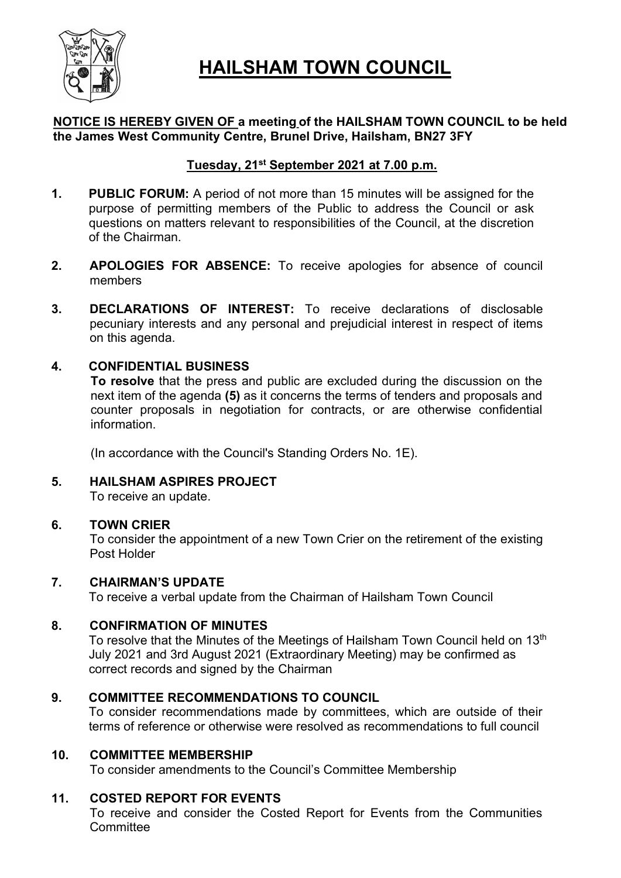# HAILSHAM TOWN COUNCIL

**NOTICE IS HEREBY GIVEN OF a meeting of the HAILSHAM TOWN COUNCIL to be held the James West Community Centre, Brunel Drive, Hailsham, BN27 3FY**

**Tuesday, 21st September 2021 at 7.00 p.m.**

1. **PUBLIC FORUM:** A period of not more than 15 minutes will be assigned for the purpose of permitting members of the Public to address the Council or ask questions on matters relevant to responsibilities of the Council, at the discretion of the Chairman.

2. **APOLOGIES FOR ABSENCE:** To receive apologies for absence of council members

3. **DECLARATIONS OF INTEREST:** To receive declarations of disclosable pecuniary interests and any personal and prejudicial interest in respect of items on this agenda.

4. **CONFIDENTIAL BUSINESS**

   **To resolve** that the press and public are excluded during the discussion on the next item of the agenda **(5)** as it concerns the terms of tenders and proposals and counter proposals in negotiation for contracts, or are otherwise confidential information.

   (In accordance with the Council's Standing Orders No. 1E).

5. **HAILSHAM ASPIRES PROJECT**

   To receive an update.

6. **TOWN CRIER**

   To consider the appointment of a new Town Crier on the retirement of the existing Post Holder

7. **CHAIRMAN'S UPDATE**

   To receive a verbal update from the Chairman of Hailsham Town Council

8. **CONFIRMATION OF MINUTES**

   To resolve that the Minutes of the Meetings of Hailsham Town Council held on 13th July 2021 and 3rd August 2021 (Extraordinary Meeting) may be confirmed as correct records and signed by the Chairman

9. **COMMITTEE RECOMMENDATIONS TO COUNCIL**

   To consider recommendations made by committees, which are outside of their terms of reference or otherwise were resolved as recommendations to full council

10. **COMMITTEE MEMBERSHIP**

    To consider amendments to the Council's Committee Membership

11. **COSTED REPORT FOR EVENTS**

    To receive and consider the Costed Report for Events from the Communities Committee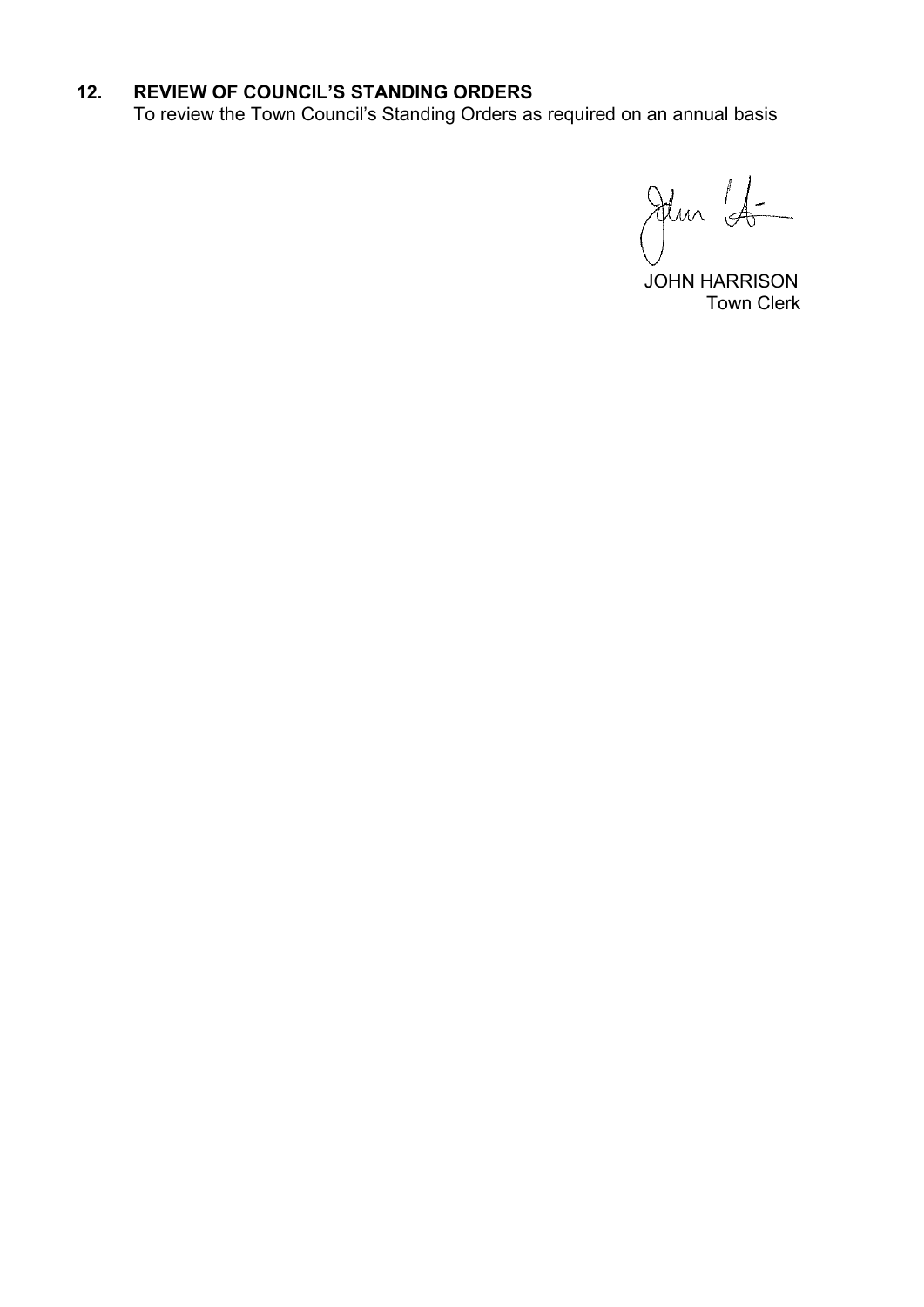## 12. REVIEW OF COUNCIL'S STANDING ORDERS

To review the Town Council's Standing Orders as required on an annual basis

JOHN HARRISON
Town Clerk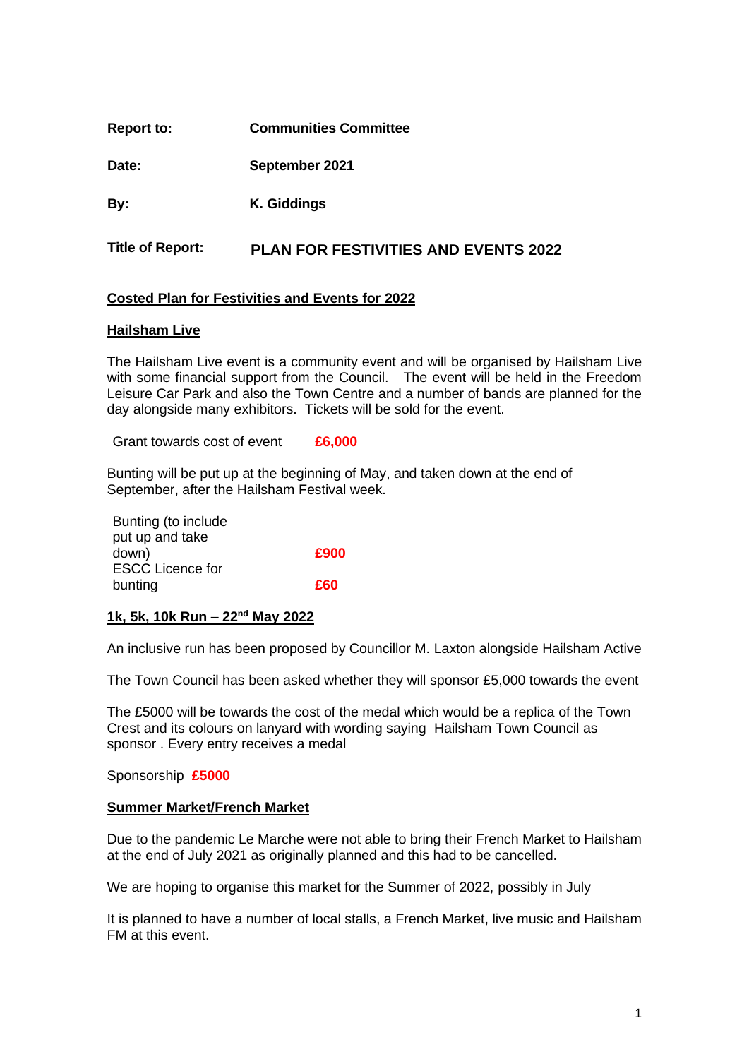| | |
|---|---|
| **Report to:** | **Communities Committee** |
| **Date:** | **September 2021** |
| **By:** | **K. Giddings** |
| **Title of Report:** | **PLAN FOR FESTIVITIES AND EVENTS 2022** |

## Costed Plan for Festivities and Events for 2022

### Hailsham Live

The Hailsham Live event is a community event and will be organised by Hailsham Live with some financial support from the Council. The event will be held in the Freedom Leisure Car Park and also the Town Centre and a number of bands are planned for the day alongside many exhibitors. Tickets will be sold for the event.

| | |
|---|---|
| Grant towards cost of event | **£6,000** |

Bunting will be put up at the beginning of May, and taken down at the end of September, after the Hailsham Festival week.

| | |
|---|---|
| Bunting (to include put up and take down) | **£900** |
| ESCC Licence for bunting | **£60** |

### 1k, 5k, 10k Run – 22nd May 2022

An inclusive run has been proposed by Councillor M. Laxton alongside Hailsham Active

The Town Council has been asked whether they will sponsor £5,000 towards the event

The £5000 will be towards the cost of the medal which would be a replica of the Town Crest and its colours on lanyard with wording saying Hailsham Town Council as sponsor . Every entry receives a medal

Sponsorship **£5000**

### Summer Market/French Market

Due to the pandemic Le Marche were not able to bring their French Market to Hailsham at the end of July 2021 as originally planned and this had to be cancelled.

We are hoping to organise this market for the Summer of 2022, possibly in July

It is planned to have a number of local stalls, a French Market, live music and Hailsham FM at this event.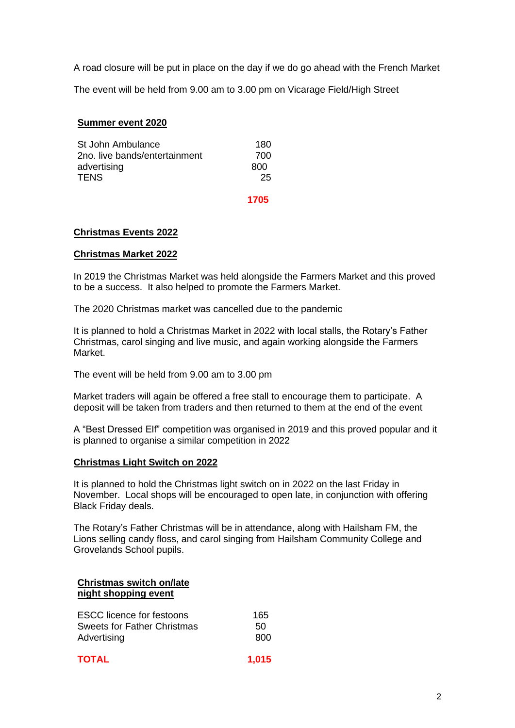A road closure will be put in place on the day if we do go ahead with the French Market

The event will be held from 9.00 am to 3.00 pm on Vicarage Field/High Street

**Summer event 2020**

| | |
|---|---|
| St John Ambulance | 180 |
| 2no. live bands/entertainment | 700 |
| advertising | 800 |
| TENS | 25 |
| | **1705** |

**Christmas Events 2022**

**Christmas Market 2022**

In 2019 the Christmas Market was held alongside the Farmers Market and this proved to be a success. It also helped to promote the Farmers Market.

The 2020 Christmas market was cancelled due to the pandemic

It is planned to hold a Christmas Market in 2022 with local stalls, the Rotary's Father Christmas, carol singing and live music, and again working alongside the Farmers Market.

The event will be held from 9.00 am to 3.00 pm

Market traders will again be offered a free stall to encourage them to participate. A deposit will be taken from traders and then returned to them at the end of the event

A "Best Dressed Elf" competition was organised in 2019 and this proved popular and it is planned to organise a similar competition in 2022

**Christmas Light Switch on 2022**

It is planned to hold the Christmas light switch on in 2022 on the last Friday in November. Local shops will be encouraged to open late, in conjunction with offering Black Friday deals.

The Rotary's Father Christmas will be in attendance, along with Hailsham FM, the Lions selling candy floss, and carol singing from Hailsham Community College and Grovelands School pupils.

**Christmas switch on/late night shopping event**

| | |
|---|---|
| ESCC licence for festoons | 165 |
| Sweets for Father Christmas | 50 |
| Advertising | 800 |
| **TOTAL** | **1,015** |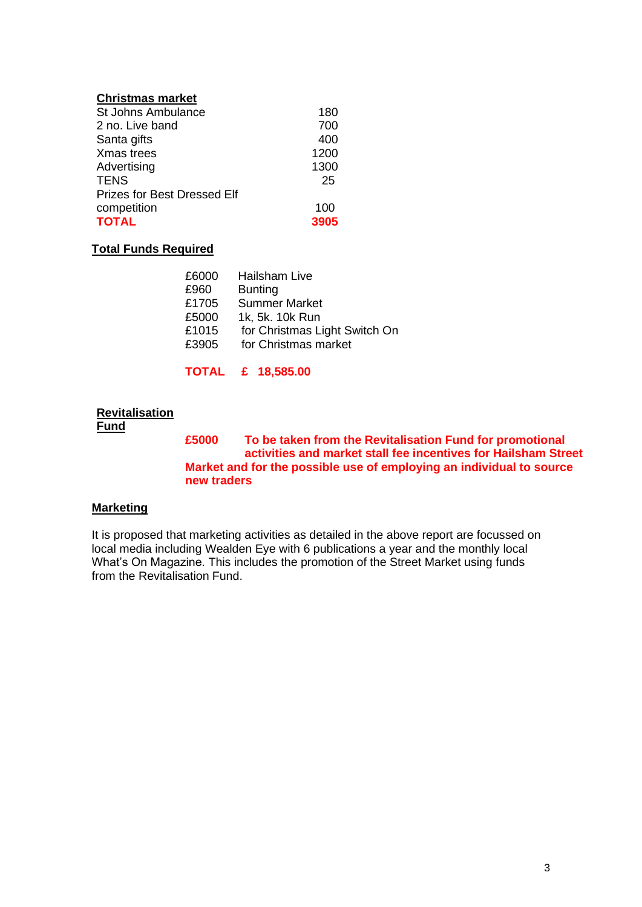**Christmas market**

| | |
|---|---|
| St Johns Ambulance | 180 |
| 2 no. Live band | 700 |
| Santa gifts | 400 |
| Xmas trees | 1200 |
| Advertising | 1300 |
| TENS | 25 |
| Prizes for Best Dressed Elf competition | 100 |
| **TOTAL** | **3905** |

**Total Funds Required**

| | |
|---|---|
| £6000 | Hailsham Live |
| £960 | Bunting |
| £1705 | Summer Market |
| £5000 | 1k, 5k. 10k Run |
| £1015 | for Christmas Light Switch On |
| £3905 | for Christmas market |

**TOTAL £ 18,585.00**

**Revitalisation Fund**

**£5000 To be taken from the Revitalisation Fund for promotional activities and market stall fee incentives for Hailsham Street Market and for the possible use of employing an individual to source new traders**

**Marketing**

It is proposed that marketing activities as detailed in the above report are focussed on local media including Wealden Eye with 6 publications a year and the monthly local What's On Magazine. This includes the promotion of the Street Market using funds from the Revitalisation Fund.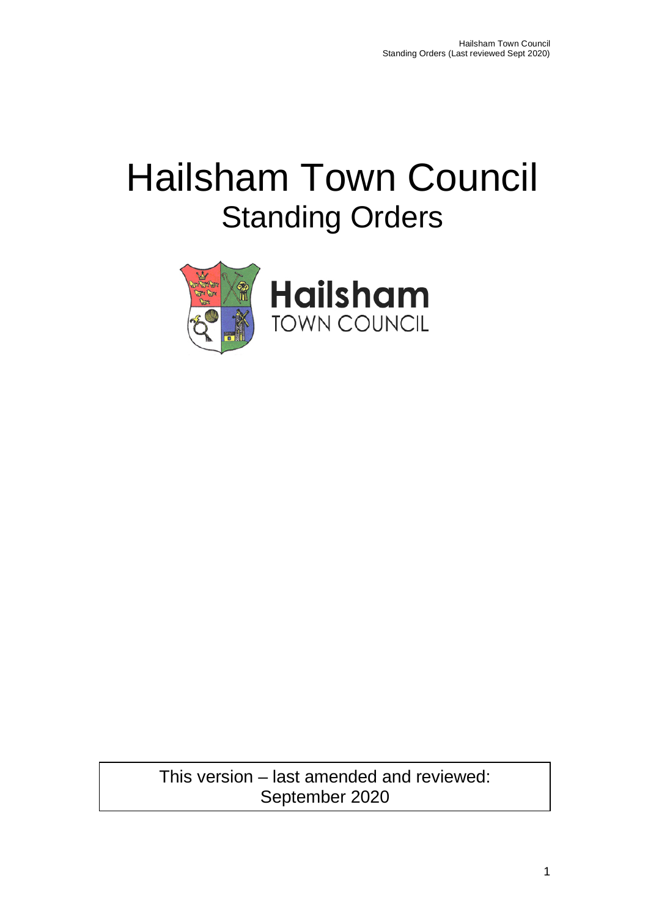# Hailsham Town Council
## Standing Orders

This version – last amended and reviewed: September 2020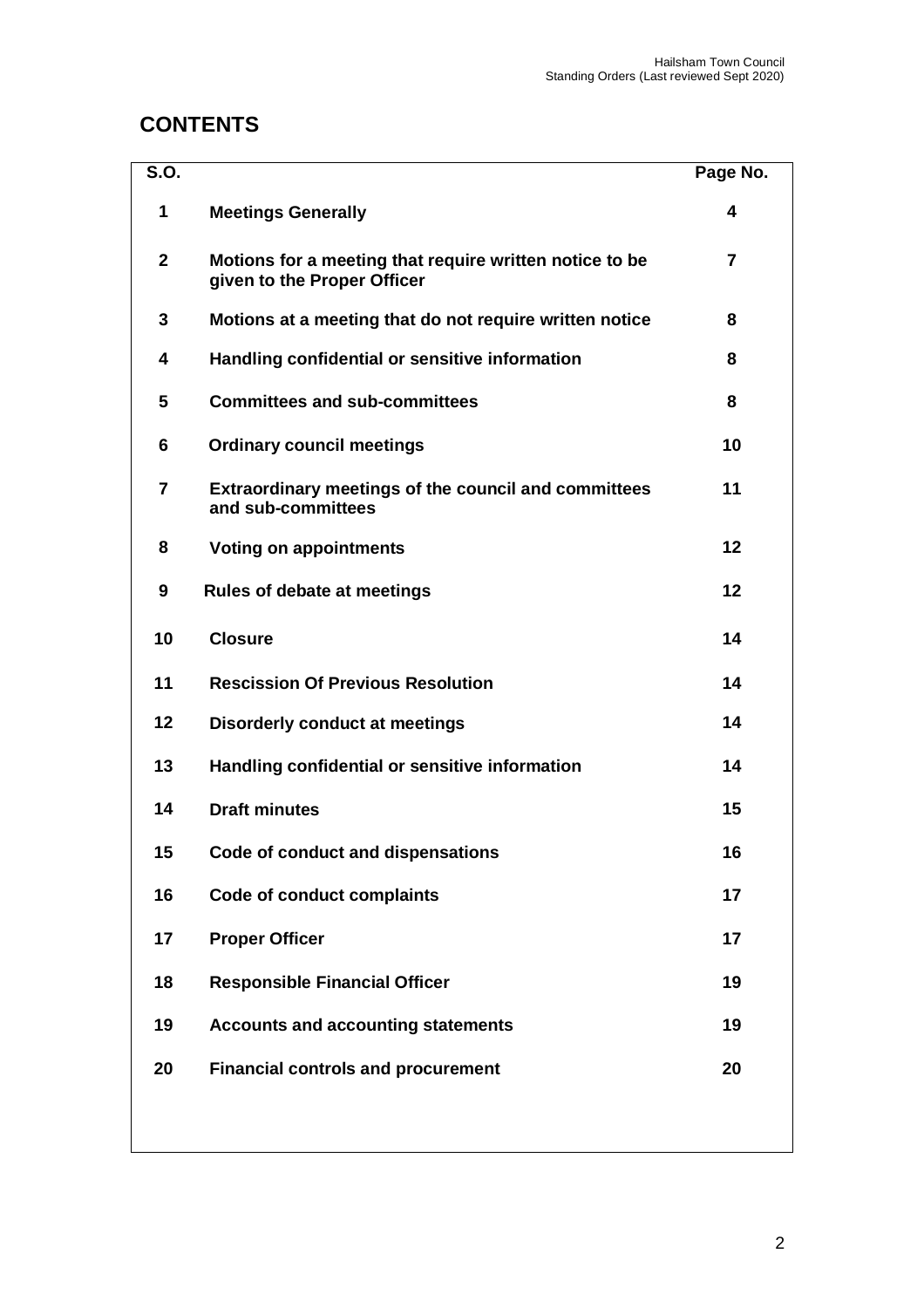# CONTENTS

| S.O. | | Page No. |
|---|---|---|
| 1 | **Meetings Generally** | 4 |
| 2 | **Motions for a meeting that require written notice to be given to the Proper Officer** | 7 |
| 3 | **Motions at a meeting that do not require written notice** | 8 |
| 4 | **Handling confidential or sensitive information** | 8 |
| 5 | **Committees and sub-committees** | 8 |
| 6 | **Ordinary council meetings** | 10 |
| 7 | **Extraordinary meetings of the council and committees and sub-committees** | 11 |
| 8 | **Voting on appointments** | 12 |
| 9 | **Rules of debate at meetings** | 12 |
| 10 | **Closure** | 14 |
| 11 | **Rescission Of Previous Resolution** | 14 |
| 12 | **Disorderly conduct at meetings** | 14 |
| 13 | **Handling confidential or sensitive information** | 14 |
| 14 | **Draft minutes** | 15 |
| 15 | **Code of conduct and dispensations** | 16 |
| 16 | **Code of conduct complaints** | 17 |
| 17 | **Proper Officer** | 17 |
| 18 | **Responsible Financial Officer** | 19 |
| 19 | **Accounts and accounting statements** | 19 |
| 20 | **Financial controls and procurement** | 20 |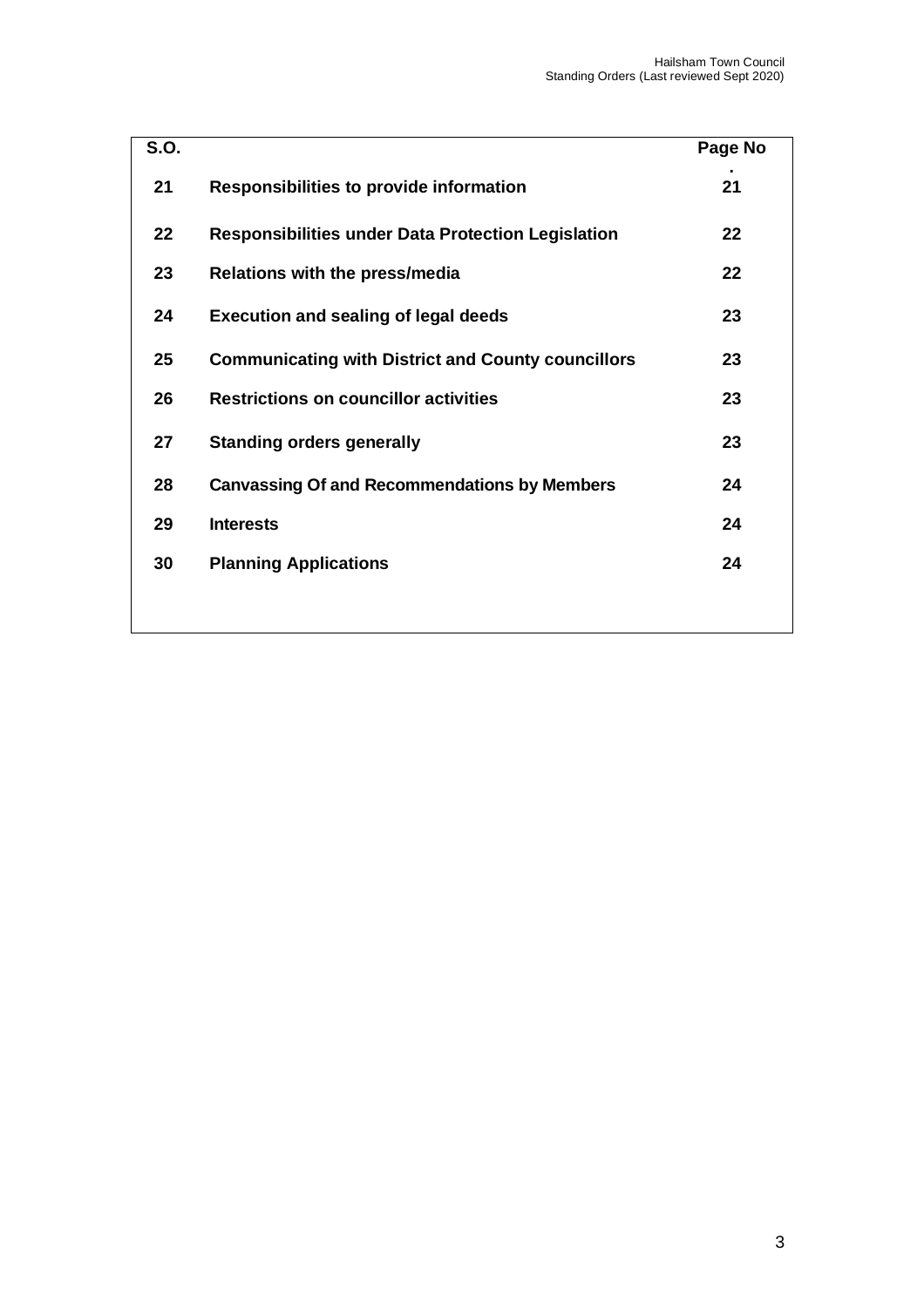| S.O. | | Page No. |
|---|---|---|
| **21** | **Responsibilities to provide information** | **21** |
| **22** | **Responsibilities under Data Protection Legislation** | **22** |
| **23** | **Relations with the press/media** | **22** |
| **24** | **Execution and sealing of legal deeds** | **23** |
| **25** | **Communicating with District and County councillors** | **23** |
| **26** | **Restrictions on councillor activities** | **23** |
| **27** | **Standing orders generally** | **23** |
| **28** | **Canvassing Of and Recommendations by Members** | **24** |
| **29** | **Interests** | **24** |
| **30** | **Planning Applications** | **24** |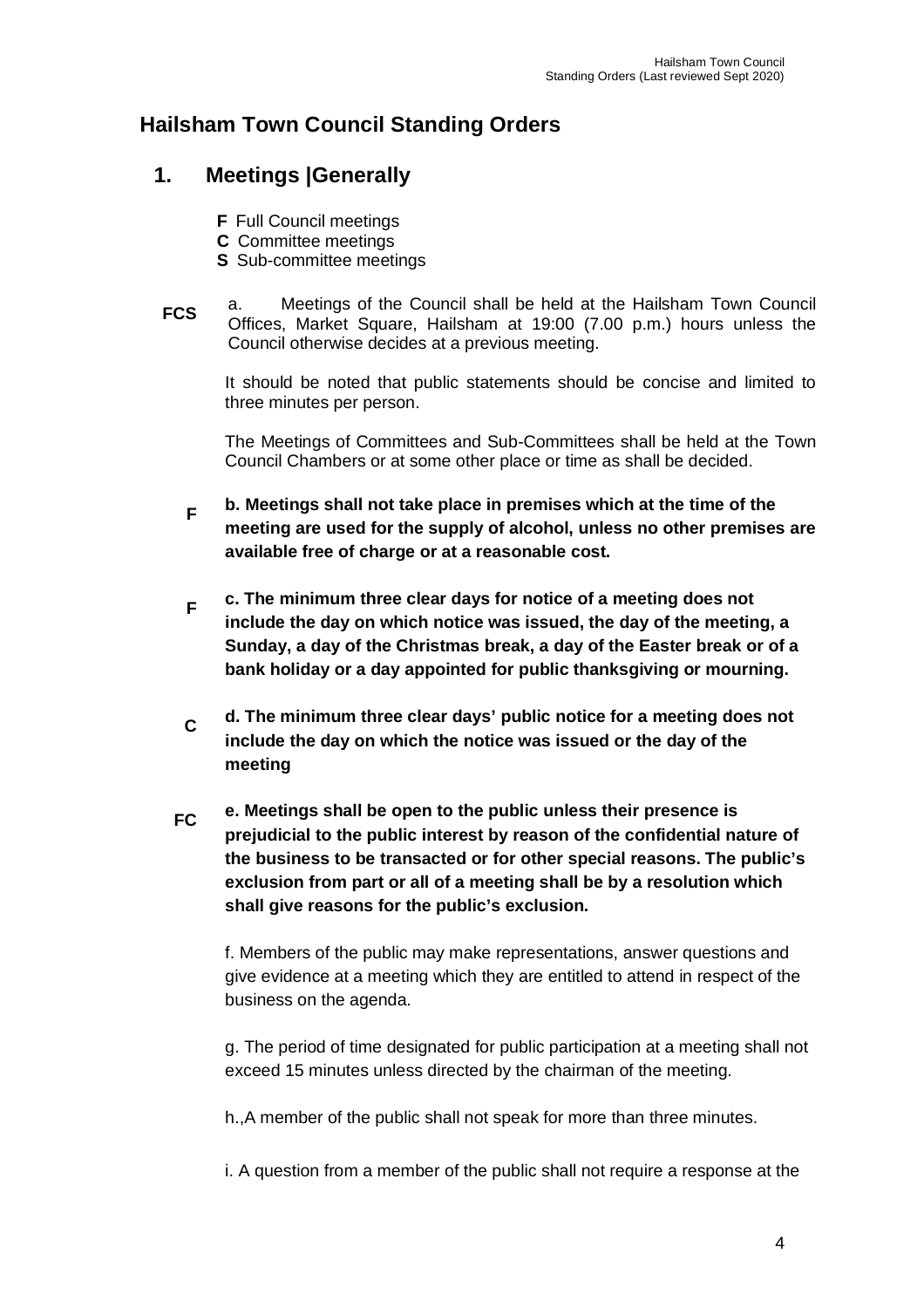# Hailsham Town Council Standing Orders

## 1. Meetings |Generally

**F** Full Council meetings
**C** Committee meetings
**S** Sub-committee meetings

**FCS** a. Meetings of the Council shall be held at the Hailsham Town Council Offices, Market Square, Hailsham at 19:00 (7.00 p.m.) hours unless the Council otherwise decides at a previous meeting.

It should be noted that public statements should be concise and limited to three minutes per person.

The Meetings of Committees and Sub-Committees shall be held at the Town Council Chambers or at some other place or time as shall be decided.

**F** **b. Meetings shall not take place in premises which at the time of the meeting are used for the supply of alcohol, unless no other premises are available free of charge or at a reasonable cost.**

**F** **c. The minimum three clear days for notice of a meeting does not include the day on which notice was issued, the day of the meeting, a Sunday, a day of the Christmas break, a day of the Easter break or of a bank holiday or a day appointed for public thanksgiving or mourning.**

**C** **d. The minimum three clear days' public notice for a meeting does not include the day on which the notice was issued or the day of the meeting**

**FC** **e. Meetings shall be open to the public unless their presence is prejudicial to the public interest by reason of the confidential nature of the business to be transacted or for other special reasons. The public's exclusion from part or all of a meeting shall be by a resolution which shall give reasons for the public's exclusion.**

f. Members of the public may make representations, answer questions and give evidence at a meeting which they are entitled to attend in respect of the business on the agenda.

g. The period of time designated for public participation at a meeting shall not exceed 15 minutes unless directed by the chairman of the meeting.

h.,A member of the public shall not speak for more than three minutes.

i. A question from a member of the public shall not require a response at the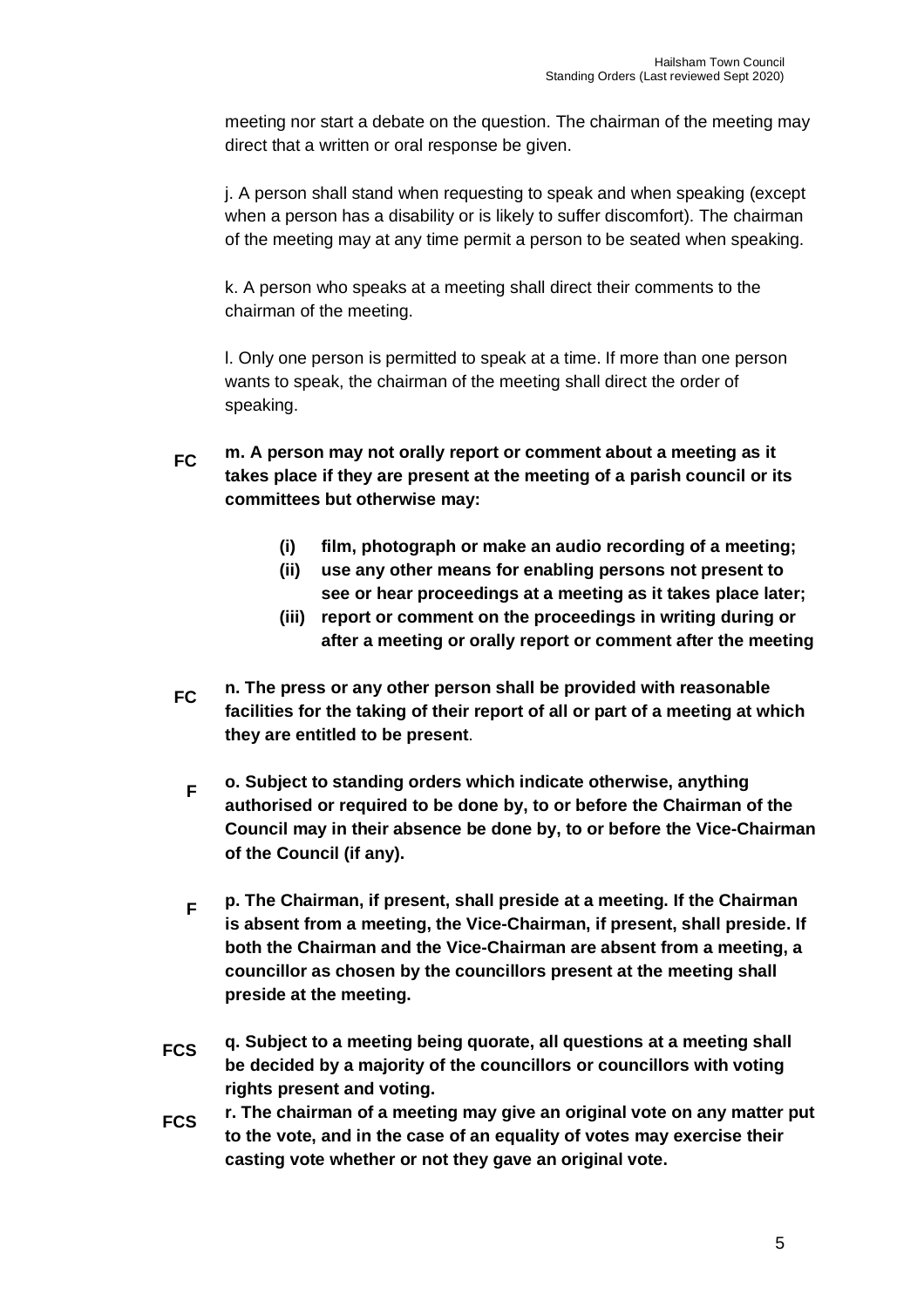meeting nor start a debate on the question. The chairman of the meeting may direct that a written or oral response be given.

j. A person shall stand when requesting to speak and when speaking (except when a person has a disability or is likely to suffer discomfort). The chairman of the meeting may at any time permit a person to be seated when speaking.

k. A person who speaks at a meeting shall direct their comments to the chairman of the meeting.

l. Only one person is permitted to speak at a time. If more than one person wants to speak, the chairman of the meeting shall direct the order of speaking.

**FC** **m. A person may not orally report or comment about a meeting as it takes place if they are present at the meeting of a parish council or its committees but otherwise may:**

- **(i) film, photograph or make an audio recording of a meeting;**
- **(ii) use any other means for enabling persons not present to see or hear proceedings at a meeting as it takes place later;**
- **(iii) report or comment on the proceedings in writing during or after a meeting or orally report or comment after the meeting**

**FC** **n. The press or any other person shall be provided with reasonable facilities for the taking of their report of all or part of a meeting at which they are entitled to be present**.

**F** **o. Subject to standing orders which indicate otherwise, anything authorised or required to be done by, to or before the Chairman of the Council may in their absence be done by, to or before the Vice-Chairman of the Council (if any).**

**F** **p. The Chairman, if present, shall preside at a meeting. If the Chairman is absent from a meeting, the Vice-Chairman, if present, shall preside. If both the Chairman and the Vice-Chairman are absent from a meeting, a councillor as chosen by the councillors present at the meeting shall preside at the meeting.**

**FCS** **q. Subject to a meeting being quorate, all questions at a meeting shall be decided by a majority of the councillors or councillors with voting rights present and voting.**

**FCS** **r. The chairman of a meeting may give an original vote on any matter put to the vote, and in the case of an equality of votes may exercise their casting vote whether or not they gave an original vote.**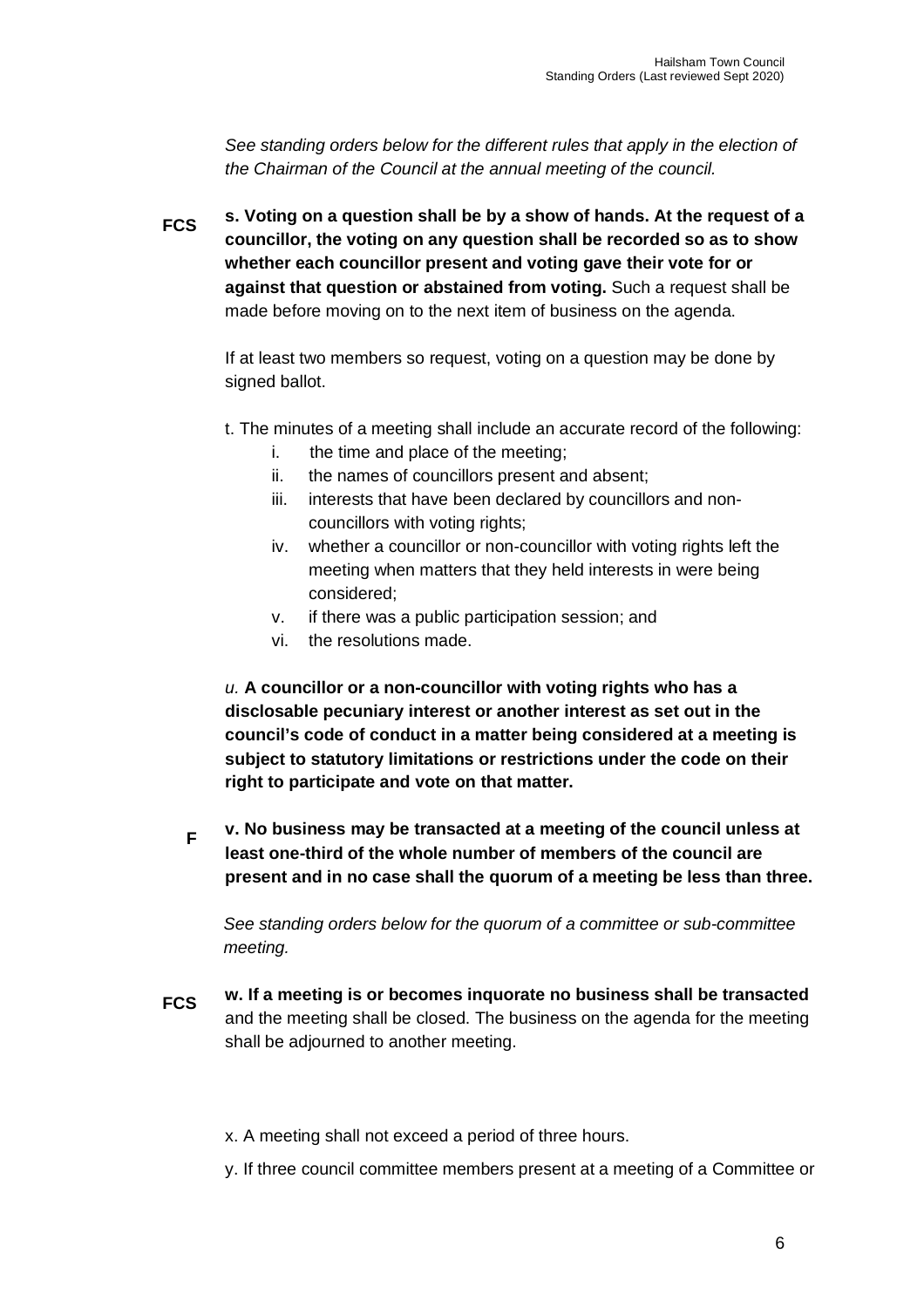*See standing orders below for the different rules that apply in the election of the Chairman of the Council at the annual meeting of the council.*

FCS **s. Voting on a question shall be by a show of hands. At the request of a councillor, the voting on any question shall be recorded so as to show whether each councillor present and voting gave their vote for or against that question or abstained from voting.** Such a request shall be made before moving on to the next item of business on the agenda.

If at least two members so request, voting on a question may be done by signed ballot.

t. The minutes of a meeting shall include an accurate record of the following:

- i. the time and place of the meeting;
- ii. the names of councillors present and absent;
- iii. interests that have been declared by councillors and non-councillors with voting rights;
- iv. whether a councillor or non-councillor with voting rights left the meeting when matters that they held interests in were being considered;
- v. if there was a public participation session; and
- vi. the resolutions made.

*u.* **A councillor or a non-councillor with voting rights who has a disclosable pecuniary interest or another interest as set out in the council's code of conduct in a matter being considered at a meeting is subject to statutory limitations or restrictions under the code on their right to participate and vote on that matter.**

F **v. No business may be transacted at a meeting of the council unless at least one-third of the whole number of members of the council are present and in no case shall the quorum of a meeting be less than three.**

*See standing orders below for the quorum of a committee or sub-committee meeting.*

FCS **w. If a meeting is or becomes inquorate no business shall be transacted** and the meeting shall be closed. The business on the agenda for the meeting shall be adjourned to another meeting.

x. A meeting shall not exceed a period of three hours.

y. If three council committee members present at a meeting of a Committee or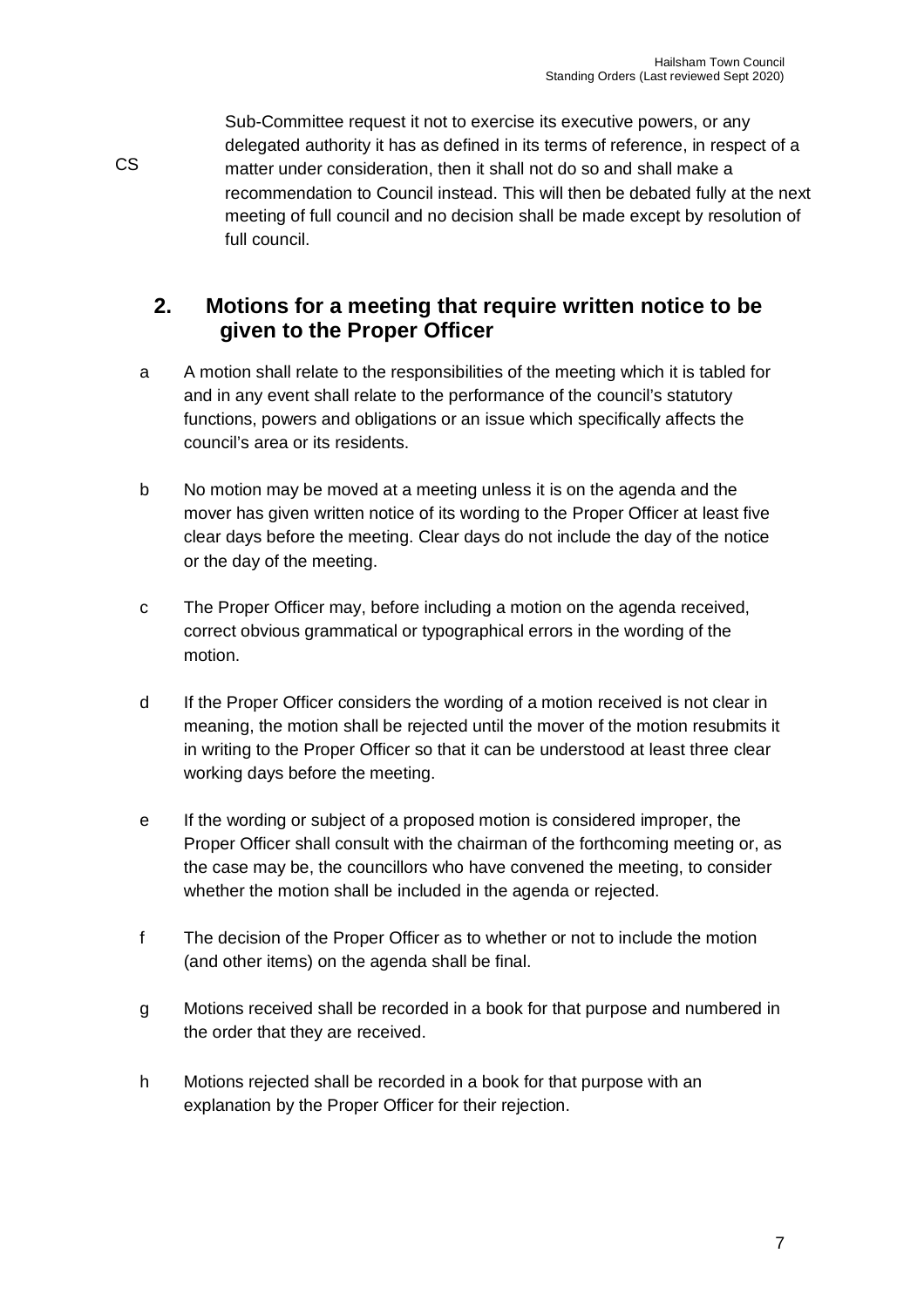CS

Sub-Committee request it not to exercise its executive powers, or any delegated authority it has as defined in its terms of reference, in respect of a matter under consideration, then it shall not do so and shall make a recommendation to Council instead. This will then be debated fully at the next meeting of full council and no decision shall be made except by resolution of full council.

## 2. Motions for a meeting that require written notice to be given to the Proper Officer

a A motion shall relate to the responsibilities of the meeting which it is tabled for and in any event shall relate to the performance of the council's statutory functions, powers and obligations or an issue which specifically affects the council's area or its residents.

b No motion may be moved at a meeting unless it is on the agenda and the mover has given written notice of its wording to the Proper Officer at least five clear days before the meeting. Clear days do not include the day of the notice or the day of the meeting.

c The Proper Officer may, before including a motion on the agenda received, correct obvious grammatical or typographical errors in the wording of the motion.

d If the Proper Officer considers the wording of a motion received is not clear in meaning, the motion shall be rejected until the mover of the motion resubmits it in writing to the Proper Officer so that it can be understood at least three clear working days before the meeting.

e If the wording or subject of a proposed motion is considered improper, the Proper Officer shall consult with the chairman of the forthcoming meeting or, as the case may be, the councillors who have convened the meeting, to consider whether the motion shall be included in the agenda or rejected.

f The decision of the Proper Officer as to whether or not to include the motion (and other items) on the agenda shall be final.

g Motions received shall be recorded in a book for that purpose and numbered in the order that they are received.

h Motions rejected shall be recorded in a book for that purpose with an explanation by the Proper Officer for their rejection.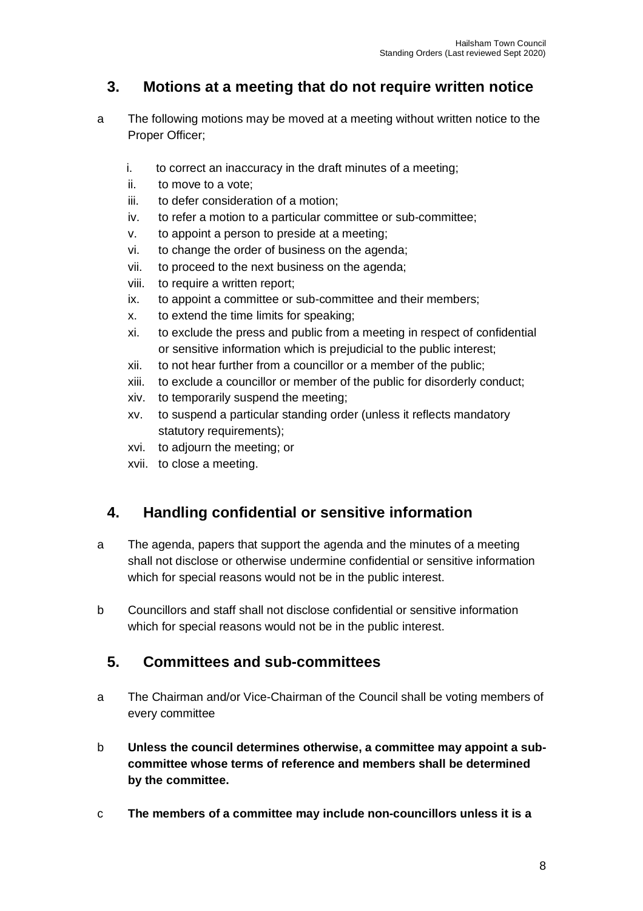## 3. Motions at a meeting that do not require written notice

a The following motions may be moved at a meeting without written notice to the Proper Officer;

i. to correct an inaccuracy in the draft minutes of a meeting;
ii. to move to a vote;
iii. to defer consideration of a motion;
iv. to refer a motion to a particular committee or sub-committee;
v. to appoint a person to preside at a meeting;
vi. to change the order of business on the agenda;
vii. to proceed to the next business on the agenda;
viii. to require a written report;
ix. to appoint a committee or sub-committee and their members;
x. to extend the time limits for speaking;
xi. to exclude the press and public from a meeting in respect of confidential or sensitive information which is prejudicial to the public interest;
xii. to not hear further from a councillor or a member of the public;
xiii. to exclude a councillor or member of the public for disorderly conduct;
xiv. to temporarily suspend the meeting;
xv. to suspend a particular standing order (unless it reflects mandatory statutory requirements);
xvi. to adjourn the meeting; or
xvii. to close a meeting.

## 4. Handling confidential or sensitive information

a The agenda, papers that support the agenda and the minutes of a meeting shall not disclose or otherwise undermine confidential or sensitive information which for special reasons would not be in the public interest.

b Councillors and staff shall not disclose confidential or sensitive information which for special reasons would not be in the public interest.

## 5. Committees and sub-committees

a The Chairman and/or Vice-Chairman of the Council shall be voting members of every committee

b **Unless the council determines otherwise, a committee may appoint a sub-committee whose terms of reference and members shall be determined by the committee.**

c **The members of a committee may include non-councillors unless it is a**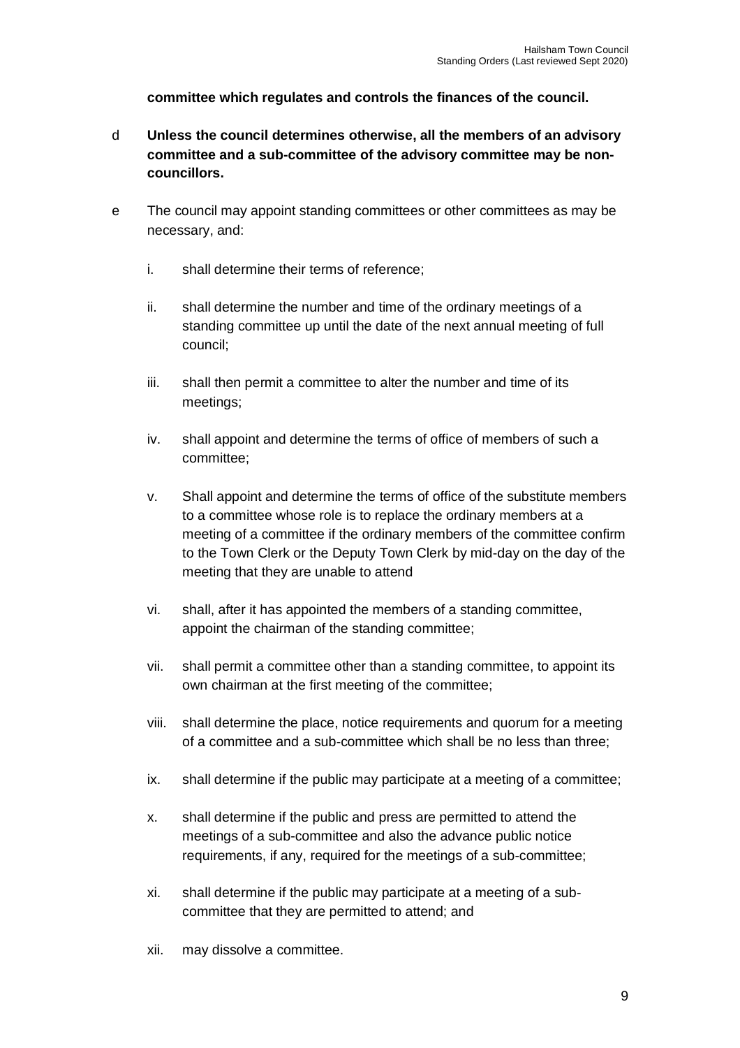**committee which regulates and controls the finances of the council.**

d **Unless the council determines otherwise, all the members of an advisory committee and a sub-committee of the advisory committee may be non-councillors.**

e The council may appoint standing committees or other committees as may be necessary, and:

i. shall determine their terms of reference;

ii. shall determine the number and time of the ordinary meetings of a standing committee up until the date of the next annual meeting of full council;

iii. shall then permit a committee to alter the number and time of its meetings;

iv. shall appoint and determine the terms of office of members of such a committee;

v. Shall appoint and determine the terms of office of the substitute members to a committee whose role is to replace the ordinary members at a meeting of a committee if the ordinary members of the committee confirm to the Town Clerk or the Deputy Town Clerk by mid-day on the day of the meeting that they are unable to attend

vi. shall, after it has appointed the members of a standing committee, appoint the chairman of the standing committee;

vii. shall permit a committee other than a standing committee, to appoint its own chairman at the first meeting of the committee;

viii. shall determine the place, notice requirements and quorum for a meeting of a committee and a sub-committee which shall be no less than three;

ix. shall determine if the public may participate at a meeting of a committee;

x. shall determine if the public and press are permitted to attend the meetings of a sub-committee and also the advance public notice requirements, if any, required for the meetings of a sub-committee;

xi. shall determine if the public may participate at a meeting of a sub-committee that they are permitted to attend; and

xii. may dissolve a committee.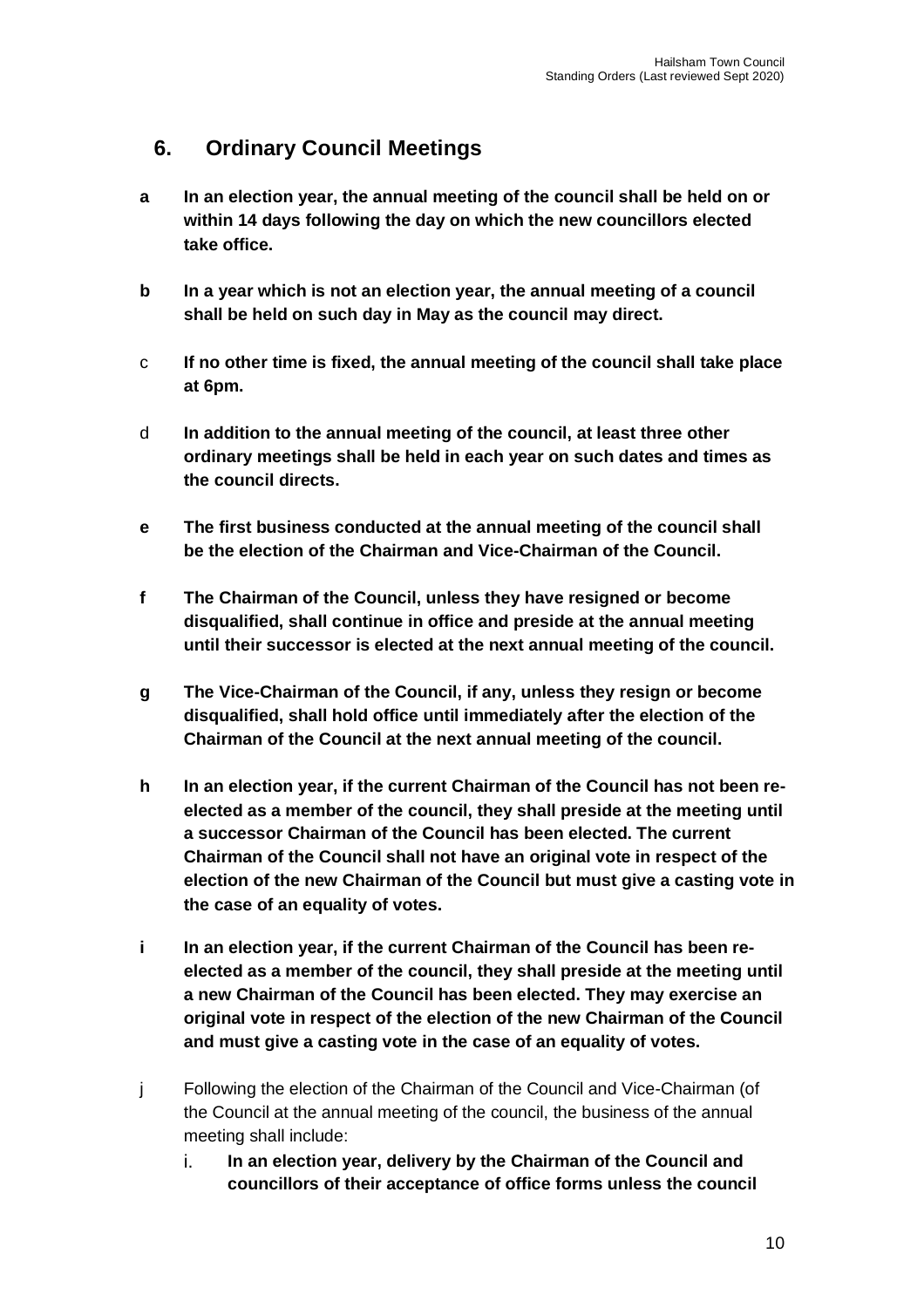## 6. Ordinary Council Meetings

**a** **In an election year, the annual meeting of the council shall be held on or within 14 days following the day on which the new councillors elected take office.**

**b** **In a year which is not an election year, the annual meeting of a council shall be held on such day in May as the council may direct.**

c **If no other time is fixed, the annual meeting of the council shall take place at 6pm.**

d **In addition to the annual meeting of the council, at least three other ordinary meetings shall be held in each year on such dates and times as the council directs.**

**e** **The first business conducted at the annual meeting of the council shall be the election of the Chairman and Vice-Chairman of the Council.**

**f** **The Chairman of the Council, unless they have resigned or become disqualified, shall continue in office and preside at the annual meeting until their successor is elected at the next annual meeting of the council.**

**g** **The Vice-Chairman of the Council, if any, unless they resign or become disqualified, shall hold office until immediately after the election of the Chairman of the Council at the next annual meeting of the council.**

**h** **In an election year, if the current Chairman of the Council has not been re-elected as a member of the council, they shall preside at the meeting until a successor Chairman of the Council has been elected. The current Chairman of the Council shall not have an original vote in respect of the election of the new Chairman of the Council but must give a casting vote in the case of an equality of votes.**

**i** **In an election year, if the current Chairman of the Council has been re-elected as a member of the council, they shall preside at the meeting until a new Chairman of the Council has been elected. They may exercise an original vote in respect of the election of the new Chairman of the Council and must give a casting vote in the case of an equality of votes.**

j Following the election of the Chairman of the Council and Vice-Chairman (of the Council at the annual meeting of the council, the business of the annual meeting shall include:

i. **In an election year, delivery by the Chairman of the Council and councillors of their acceptance of office forms unless the council**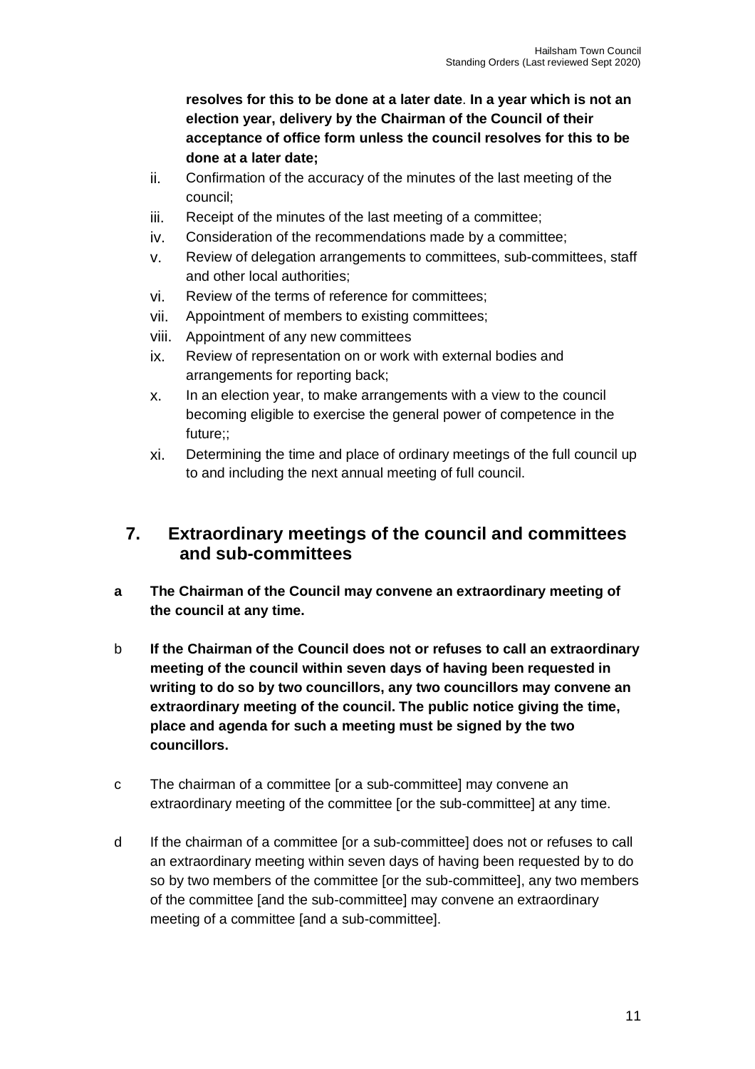**resolves for this to be done at a later date**. **In a year which is not an election year, delivery by the Chairman of the Council of their acceptance of office form unless the council resolves for this to be done at a later date;**

ii. Confirmation of the accuracy of the minutes of the last meeting of the council;

iii. Receipt of the minutes of the last meeting of a committee;

iv. Consideration of the recommendations made by a committee;

v. Review of delegation arrangements to committees, sub-committees, staff and other local authorities;

vi. Review of the terms of reference for committees;

vii. Appointment of members to existing committees;

viii. Appointment of any new committees

ix. Review of representation on or work with external bodies and arrangements for reporting back;

x. In an election year, to make arrangements with a view to the council becoming eligible to exercise the general power of competence in the future;;

xi. Determining the time and place of ordinary meetings of the full council up to and including the next annual meeting of full council.

## 7. Extraordinary meetings of the council and committees and sub-committees

**a The Chairman of the Council may convene an extraordinary meeting of the council at any time.**

b **If the Chairman of the Council does not or refuses to call an extraordinary meeting of the council within seven days of having been requested in writing to do so by two councillors, any two councillors may convene an extraordinary meeting of the council. The public notice giving the time, place and agenda for such a meeting must be signed by the two councillors.**

c The chairman of a committee [or a sub-committee] may convene an extraordinary meeting of the committee [or the sub-committee] at any time.

d If the chairman of a committee [or a sub-committee] does not or refuses to call an extraordinary meeting within seven days of having been requested by to do so by two members of the committee [or the sub-committee], any two members of the committee [and the sub-committee] may convene an extraordinary meeting of a committee [and a sub-committee].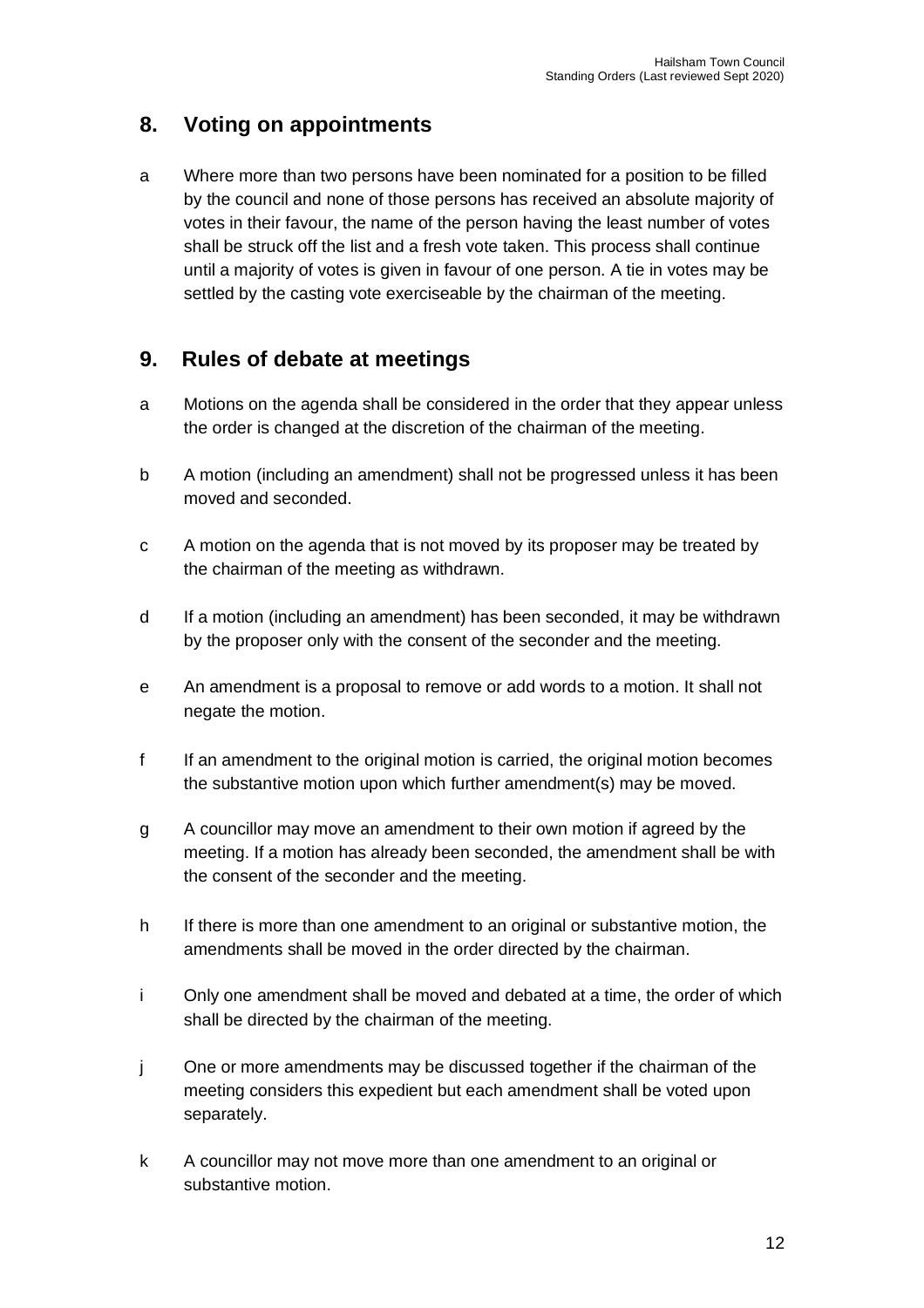## 8. Voting on appointments

a Where more than two persons have been nominated for a position to be filled by the council and none of those persons has received an absolute majority of votes in their favour, the name of the person having the least number of votes shall be struck off the list and a fresh vote taken. This process shall continue until a majority of votes is given in favour of one person. A tie in votes may be settled by the casting vote exerciseable by the chairman of the meeting.

## 9. Rules of debate at meetings

a Motions on the agenda shall be considered in the order that they appear unless the order is changed at the discretion of the chairman of the meeting.

b A motion (including an amendment) shall not be progressed unless it has been moved and seconded.

c A motion on the agenda that is not moved by its proposer may be treated by the chairman of the meeting as withdrawn.

d If a motion (including an amendment) has been seconded, it may be withdrawn by the proposer only with the consent of the seconder and the meeting.

e An amendment is a proposal to remove or add words to a motion. It shall not negate the motion.

f If an amendment to the original motion is carried, the original motion becomes the substantive motion upon which further amendment(s) may be moved.

g A councillor may move an amendment to their own motion if agreed by the meeting. If a motion has already been seconded, the amendment shall be with the consent of the seconder and the meeting.

h If there is more than one amendment to an original or substantive motion, the amendments shall be moved in the order directed by the chairman.

i Only one amendment shall be moved and debated at a time, the order of which shall be directed by the chairman of the meeting.

j One or more amendments may be discussed together if the chairman of the meeting considers this expedient but each amendment shall be voted upon separately.

k A councillor may not move more than one amendment to an original or substantive motion.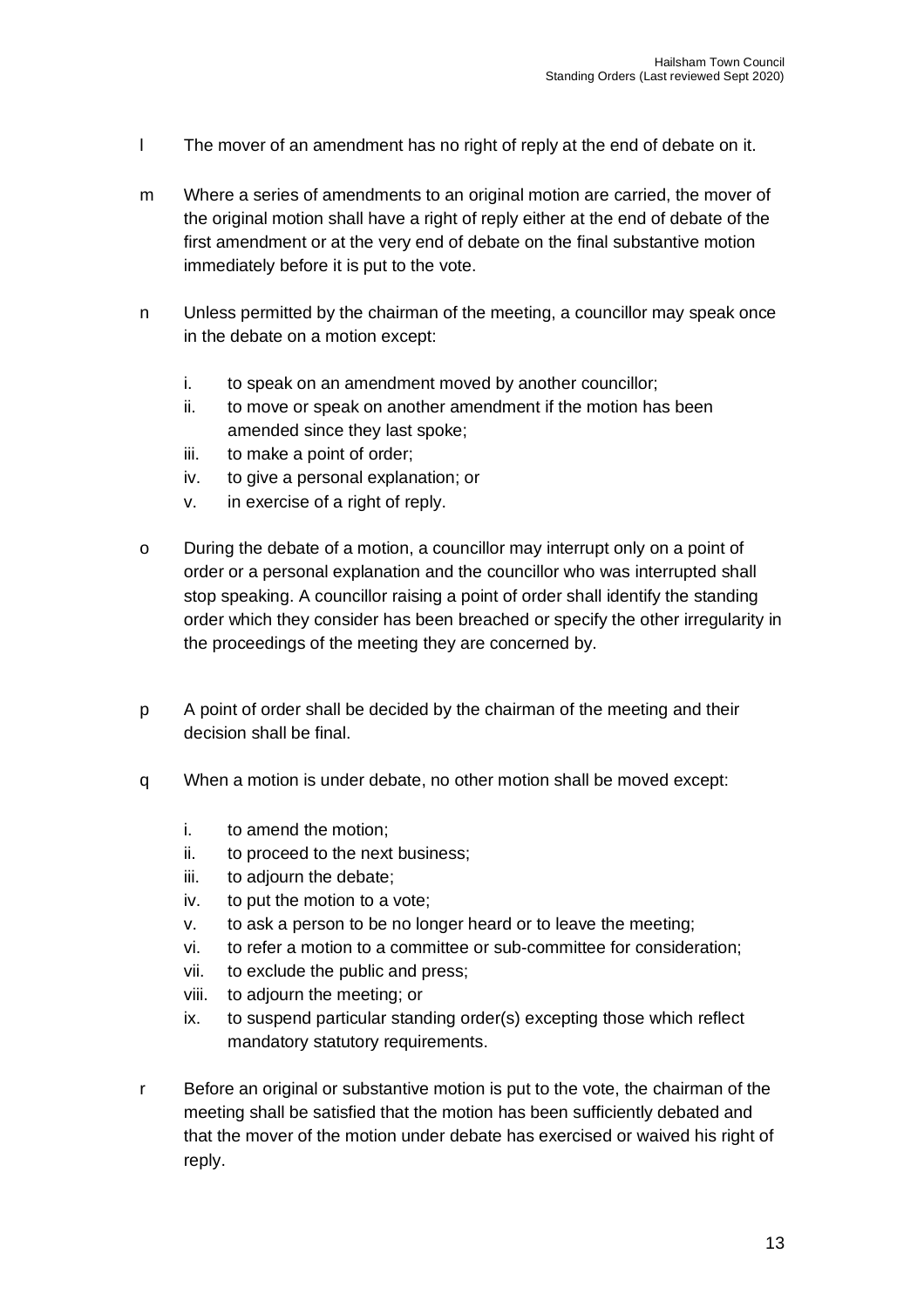l The mover of an amendment has no right of reply at the end of debate on it.

m Where a series of amendments to an original motion are carried, the mover of the original motion shall have a right of reply either at the end of debate of the first amendment or at the very end of debate on the final substantive motion immediately before it is put to the vote.

n Unless permitted by the chairman of the meeting, a councillor may speak once in the debate on a motion except:

   i. to speak on an amendment moved by another councillor;
   ii. to move or speak on another amendment if the motion has been amended since they last spoke;
   iii. to make a point of order;
   iv. to give a personal explanation; or
   v. in exercise of a right of reply.

o During the debate of a motion, a councillor may interrupt only on a point of order or a personal explanation and the councillor who was interrupted shall stop speaking. A councillor raising a point of order shall identify the standing order which they consider has been breached or specify the other irregularity in the proceedings of the meeting they are concerned by.

p A point of order shall be decided by the chairman of the meeting and their decision shall be final.

q When a motion is under debate, no other motion shall be moved except:

   i. to amend the motion;
   ii. to proceed to the next business;
   iii. to adjourn the debate;
   iv. to put the motion to a vote;
   v. to ask a person to be no longer heard or to leave the meeting;
   vi. to refer a motion to a committee or sub-committee for consideration;
   vii. to exclude the public and press;
   viii. to adjourn the meeting; or
   ix. to suspend particular standing order(s) excepting those which reflect mandatory statutory requirements.

r Before an original or substantive motion is put to the vote, the chairman of the meeting shall be satisfied that the motion has been sufficiently debated and that the mover of the motion under debate has exercised or waived his right of reply.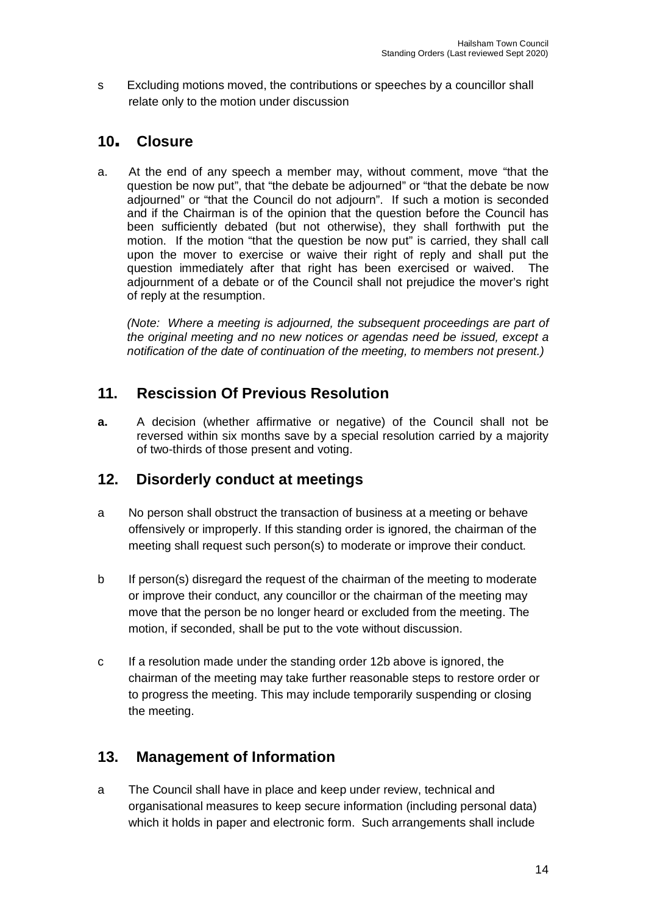s Excluding motions moved, the contributions or speeches by a councillor shall relate only to the motion under discussion

## 10. Closure

a. At the end of any speech a member may, without comment, move "that the question be now put", that "the debate be adjourned" or "that the debate be now adjourned" or "that the Council do not adjourn". If such a motion is seconded and if the Chairman is of the opinion that the question before the Council has been sufficiently debated (but not otherwise), they shall forthwith put the motion. If the motion "that the question be now put" is carried, they shall call upon the mover to exercise or waive their right of reply and shall put the question immediately after that right has been exercised or waived. The adjournment of a debate or of the Council shall not prejudice the mover's right of reply at the resumption.

*(Note: Where a meeting is adjourned, the subsequent proceedings are part of the original meeting and no new notices or agendas need be issued, except a notification of the date of continuation of the meeting, to members not present.)*

## 11. Rescission Of Previous Resolution

**a.** A decision (whether affirmative or negative) of the Council shall not be reversed within six months save by a special resolution carried by a majority of two-thirds of those present and voting.

## 12. Disorderly conduct at meetings

a No person shall obstruct the transaction of business at a meeting or behave offensively or improperly. If this standing order is ignored, the chairman of the meeting shall request such person(s) to moderate or improve their conduct.

b If person(s) disregard the request of the chairman of the meeting to moderate or improve their conduct, any councillor or the chairman of the meeting may move that the person be no longer heard or excluded from the meeting. The motion, if seconded, shall be put to the vote without discussion.

c If a resolution made under the standing order 12b above is ignored, the chairman of the meeting may take further reasonable steps to restore order or to progress the meeting. This may include temporarily suspending or closing the meeting.

## 13. Management of Information

a The Council shall have in place and keep under review, technical and organisational measures to keep secure information (including personal data) which it holds in paper and electronic form. Such arrangements shall include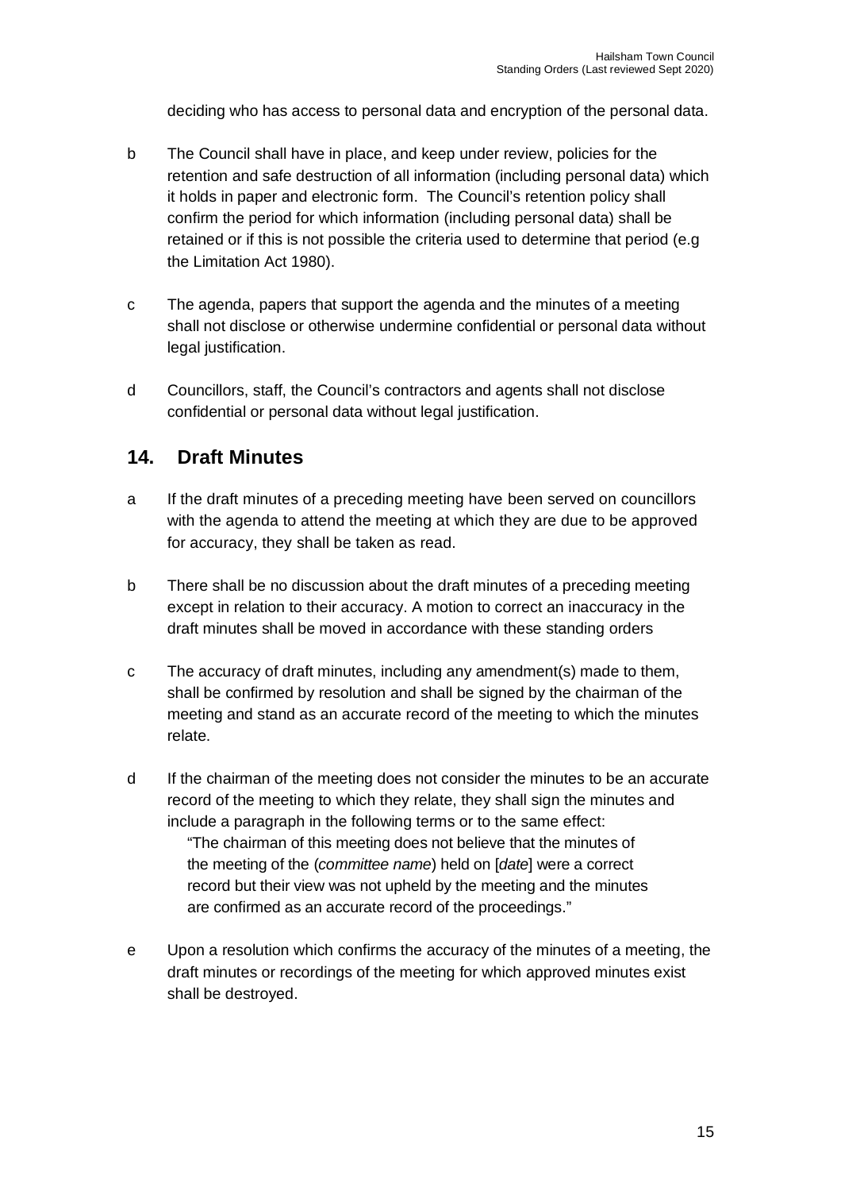deciding who has access to personal data and encryption of the personal data.

b The Council shall have in place, and keep under review, policies for the retention and safe destruction of all information (including personal data) which it holds in paper and electronic form. The Council's retention policy shall confirm the period for which information (including personal data) shall be retained or if this is not possible the criteria used to determine that period (e.g the Limitation Act 1980).

c The agenda, papers that support the agenda and the minutes of a meeting shall not disclose or otherwise undermine confidential or personal data without legal justification.

d Councillors, staff, the Council's contractors and agents shall not disclose confidential or personal data without legal justification.

## 14. Draft Minutes

a If the draft minutes of a preceding meeting have been served on councillors with the agenda to attend the meeting at which they are due to be approved for accuracy, they shall be taken as read.

b There shall be no discussion about the draft minutes of a preceding meeting except in relation to their accuracy. A motion to correct an inaccuracy in the draft minutes shall be moved in accordance with these standing orders

c The accuracy of draft minutes, including any amendment(s) made to them, shall be confirmed by resolution and shall be signed by the chairman of the meeting and stand as an accurate record of the meeting to which the minutes relate.

d If the chairman of the meeting does not consider the minutes to be an accurate record of the meeting to which they relate, they shall sign the minutes and include a paragraph in the following terms or to the same effect:

> "The chairman of this meeting does not believe that the minutes of the meeting of the (*committee name*) held on [*date*] were a correct record but their view was not upheld by the meeting and the minutes are confirmed as an accurate record of the proceedings."

e Upon a resolution which confirms the accuracy of the minutes of a meeting, the draft minutes or recordings of the meeting for which approved minutes exist shall be destroyed.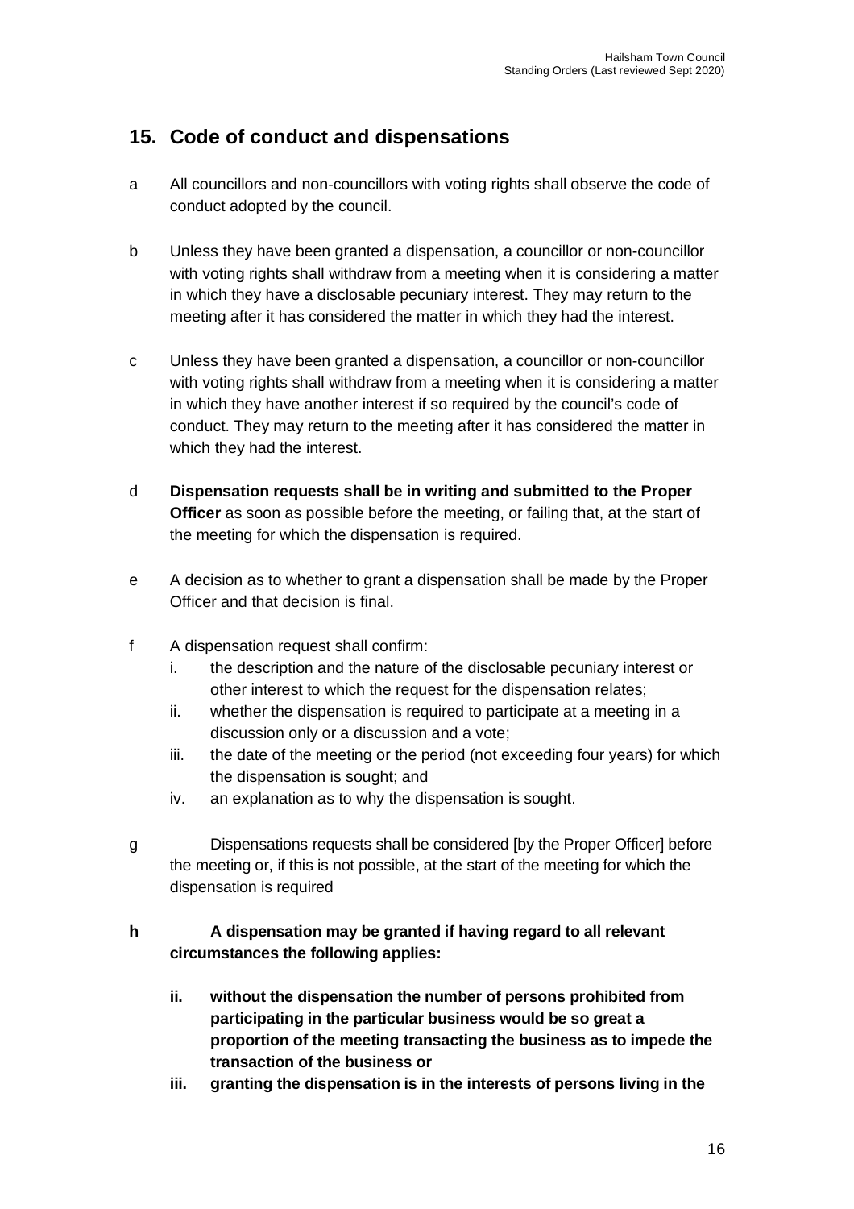## 15. Code of conduct and dispensations

a All councillors and non-councillors with voting rights shall observe the code of conduct adopted by the council.

b Unless they have been granted a dispensation, a councillor or non-councillor with voting rights shall withdraw from a meeting when it is considering a matter in which they have a disclosable pecuniary interest. They may return to the meeting after it has considered the matter in which they had the interest.

c Unless they have been granted a dispensation, a councillor or non-councillor with voting rights shall withdraw from a meeting when it is considering a matter in which they have another interest if so required by the council's code of conduct. They may return to the meeting after it has considered the matter in which they had the interest.

d **Dispensation requests shall be in writing and submitted to the Proper Officer** as soon as possible before the meeting, or failing that, at the start of the meeting for which the dispensation is required.

e A decision as to whether to grant a dispensation shall be made by the Proper Officer and that decision is final.

f A dispensation request shall confirm:

i. the description and the nature of the disclosable pecuniary interest or other interest to which the request for the dispensation relates;

ii. whether the dispensation is required to participate at a meeting in a discussion only or a discussion and a vote;

iii. the date of the meeting or the period (not exceeding four years) for which the dispensation is sought; and

iv. an explanation as to why the dispensation is sought.

g Dispensations requests shall be considered [by the Proper Officer] before the meeting or, if this is not possible, at the start of the meeting for which the dispensation is required

**h A dispensation may be granted if having regard to all relevant circumstances the following applies:**

**ii. without the dispensation the number of persons prohibited from participating in the particular business would be so great a proportion of the meeting transacting the business as to impede the transaction of the business or**

**iii. granting the dispensation is in the interests of persons living in the**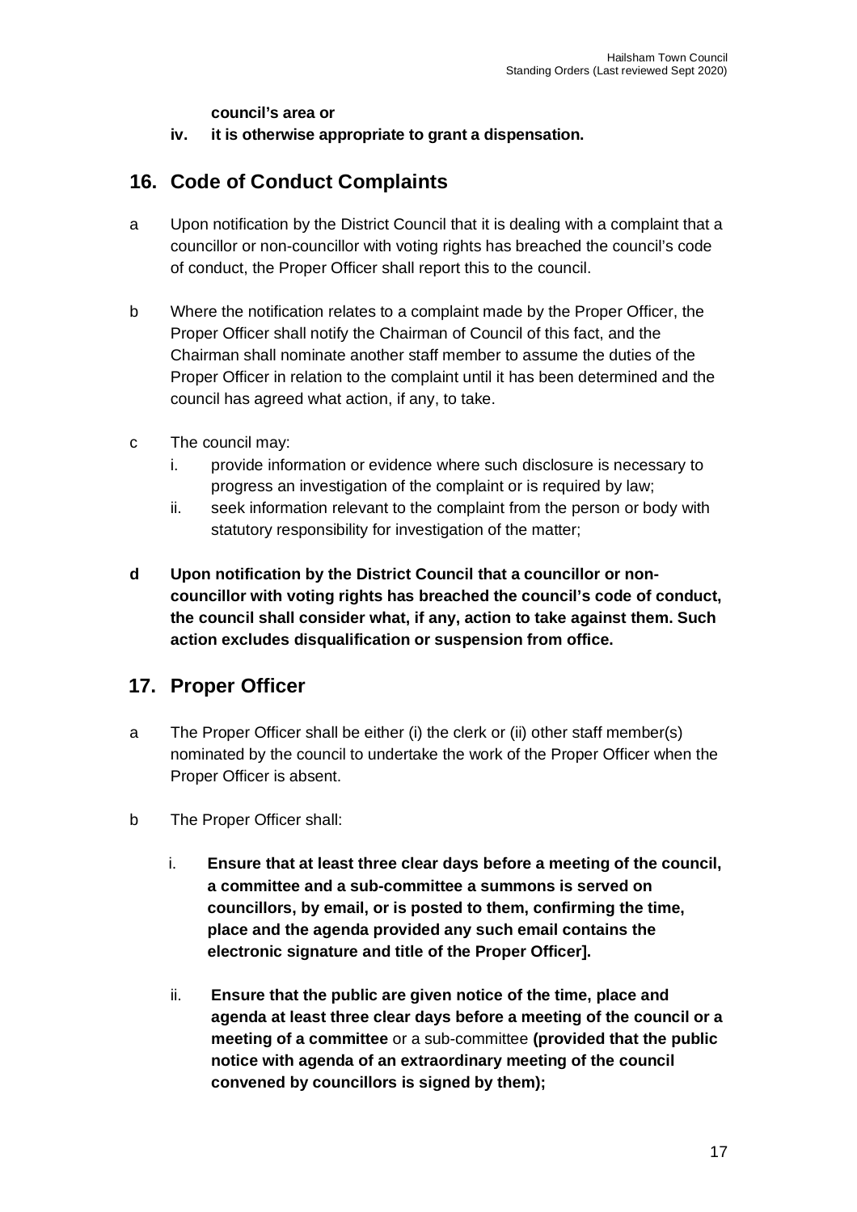**council's area or**

**iv. it is otherwise appropriate to grant a dispensation.**

## 16. Code of Conduct Complaints

a Upon notification by the District Council that it is dealing with a complaint that a councillor or non-councillor with voting rights has breached the council's code of conduct, the Proper Officer shall report this to the council.

b Where the notification relates to a complaint made by the Proper Officer, the Proper Officer shall notify the Chairman of Council of this fact, and the Chairman shall nominate another staff member to assume the duties of the Proper Officer in relation to the complaint until it has been determined and the council has agreed what action, if any, to take.

c The council may:

i. provide information or evidence where such disclosure is necessary to progress an investigation of the complaint or is required by law;

ii. seek information relevant to the complaint from the person or body with statutory responsibility for investigation of the matter;

**d Upon notification by the District Council that a councillor or non-councillor with voting rights has breached the council's code of conduct, the council shall consider what, if any, action to take against them. Such action excludes disqualification or suspension from office.**

## 17. Proper Officer

a The Proper Officer shall be either (i) the clerk or (ii) other staff member(s) nominated by the council to undertake the work of the Proper Officer when the Proper Officer is absent.

b The Proper Officer shall:

i. **Ensure that at least three clear days before a meeting of the council, a committee and a sub-committee a summons is served on councillors, by email, or is posted to them, confirming the time, place and the agenda provided any such email contains the electronic signature and title of the Proper Officer].**

ii. **Ensure that the public are given notice of the time, place and agenda at least three clear days before a meeting of the council or a meeting of a committee** or a sub-committee **(provided that the public notice with agenda of an extraordinary meeting of the council convened by councillors is signed by them);**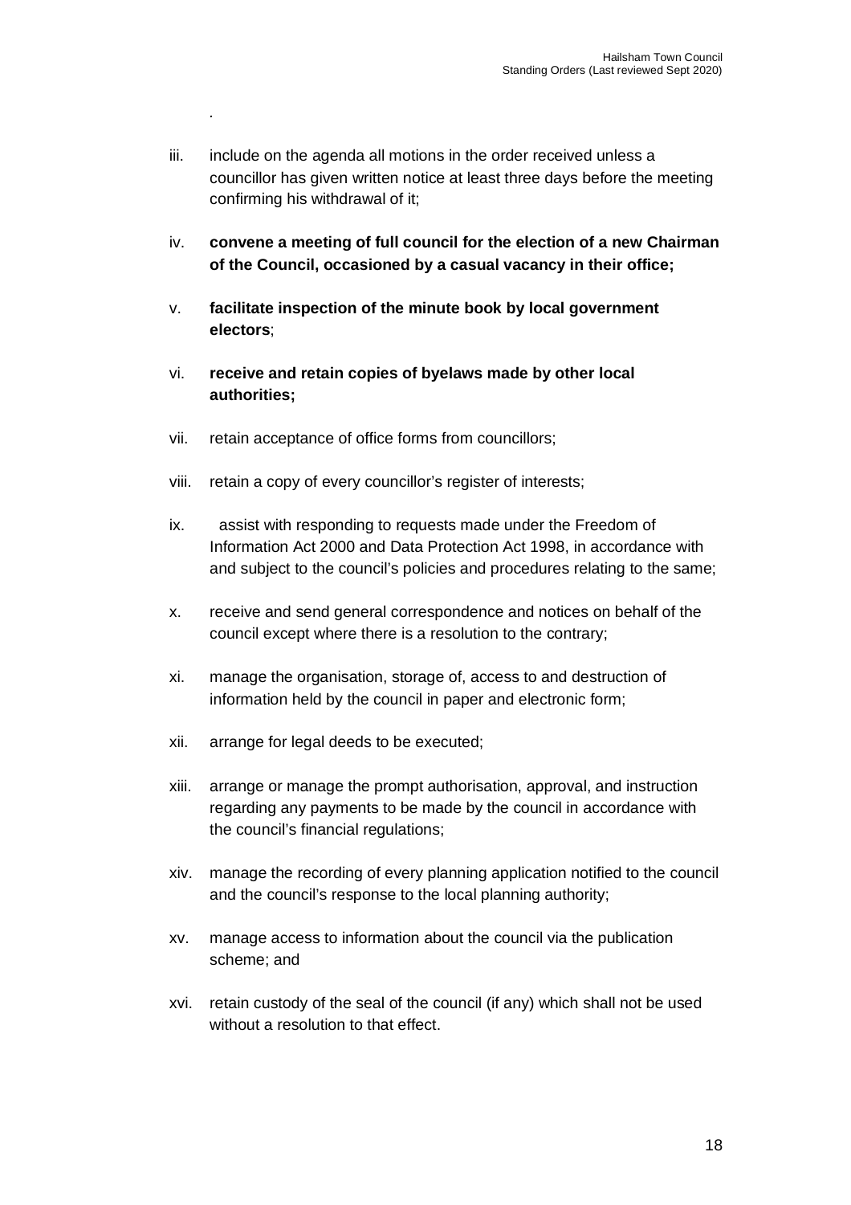.

iii. include on the agenda all motions in the order received unless a councillor has given written notice at least three days before the meeting confirming his withdrawal of it;

iv. **convene a meeting of full council for the election of a new Chairman of the Council, occasioned by a casual vacancy in their office;**

v. **facilitate inspection of the minute book by local government electors**;

vi. **receive and retain copies of byelaws made by other local authorities;**

vii. retain acceptance of office forms from councillors;

viii. retain a copy of every councillor's register of interests;

ix. assist with responding to requests made under the Freedom of Information Act 2000 and Data Protection Act 1998, in accordance with and subject to the council's policies and procedures relating to the same;

x. receive and send general correspondence and notices on behalf of the council except where there is a resolution to the contrary;

xi. manage the organisation, storage of, access to and destruction of information held by the council in paper and electronic form;

xii. arrange for legal deeds to be executed;

xiii. arrange or manage the prompt authorisation, approval, and instruction regarding any payments to be made by the council in accordance with the council's financial regulations;

xiv. manage the recording of every planning application notified to the council and the council's response to the local planning authority;

xv. manage access to information about the council via the publication scheme; and

xvi. retain custody of the seal of the council (if any) which shall not be used without a resolution to that effect.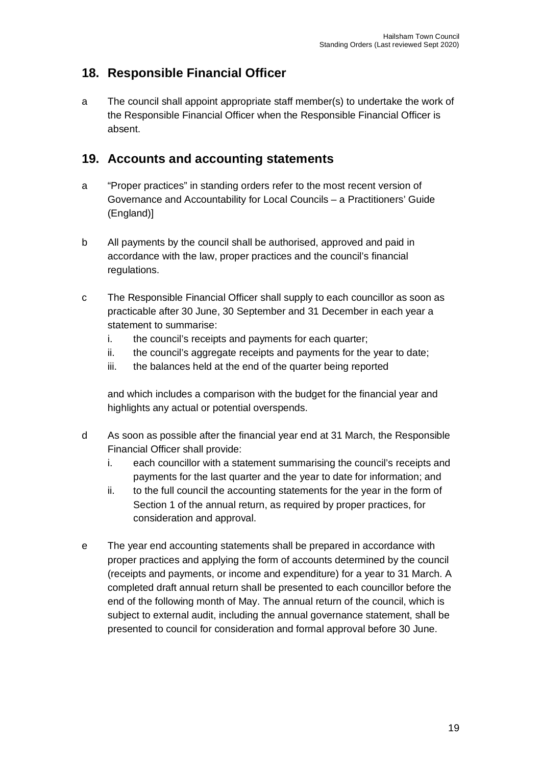## 18. Responsible Financial Officer

a The council shall appoint appropriate staff member(s) to undertake the work of the Responsible Financial Officer when the Responsible Financial Officer is absent.

## 19. Accounts and accounting statements

a "Proper practices" in standing orders refer to the most recent version of Governance and Accountability for Local Councils – a Practitioners' Guide (England)]

b All payments by the council shall be authorised, approved and paid in accordance with the law, proper practices and the council's financial regulations.

c The Responsible Financial Officer shall supply to each councillor as soon as practicable after 30 June, 30 September and 31 December in each year a statement to summarise:

   i. the council's receipts and payments for each quarter;
   ii. the council's aggregate receipts and payments for the year to date;
   iii. the balances held at the end of the quarter being reported

   and which includes a comparison with the budget for the financial year and highlights any actual or potential overspends.

d As soon as possible after the financial year end at 31 March, the Responsible Financial Officer shall provide:

   i. each councillor with a statement summarising the council's receipts and payments for the last quarter and the year to date for information; and
   ii. to the full council the accounting statements for the year in the form of Section 1 of the annual return, as required by proper practices, for consideration and approval.

e The year end accounting statements shall be prepared in accordance with proper practices and applying the form of accounts determined by the council (receipts and payments, or income and expenditure) for a year to 31 March. A completed draft annual return shall be presented to each councillor before the end of the following month of May. The annual return of the council, which is subject to external audit, including the annual governance statement, shall be presented to council for consideration and formal approval before 30 June.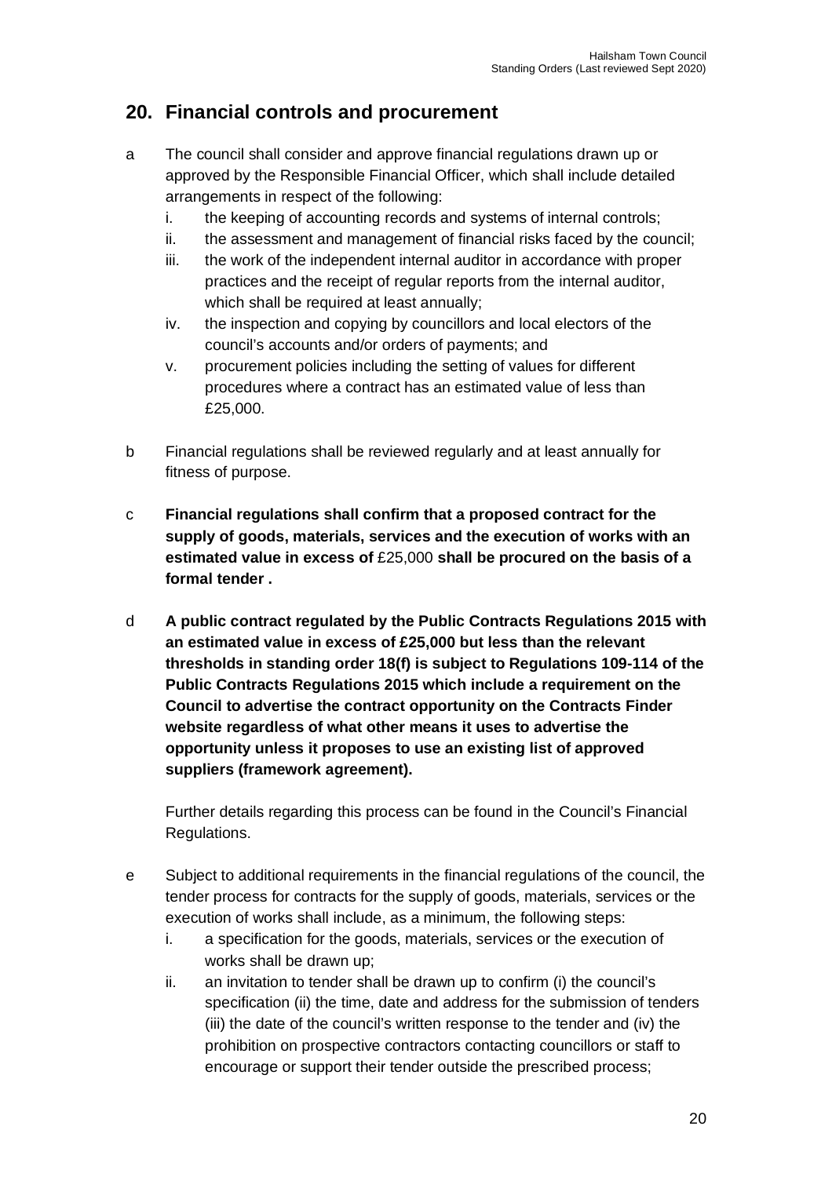## 20. Financial controls and procurement

a The council shall consider and approve financial regulations drawn up or approved by the Responsible Financial Officer, which shall include detailed arrangements in respect of the following:

   i. the keeping of accounting records and systems of internal controls;
   ii. the assessment and management of financial risks faced by the council;
   iii. the work of the independent internal auditor in accordance with proper practices and the receipt of regular reports from the internal auditor, which shall be required at least annually;
   iv. the inspection and copying by councillors and local electors of the council's accounts and/or orders of payments; and
   v. procurement policies including the setting of values for different procedures where a contract has an estimated value of less than £25,000.

b Financial regulations shall be reviewed regularly and at least annually for fitness of purpose.

c **Financial regulations shall confirm that a proposed contract for the supply of goods, materials, services and the execution of works with an estimated value in excess of** £25,000 **shall be procured on the basis of a formal tender .**

d **A public contract regulated by the Public Contracts Regulations 2015 with an estimated value in excess of £25,000 but less than the relevant thresholds in standing order 18(f) is subject to Regulations 109-114 of the Public Contracts Regulations 2015 which include a requirement on the Council to advertise the contract opportunity on the Contracts Finder website regardless of what other means it uses to advertise the opportunity unless it proposes to use an existing list of approved suppliers (framework agreement).**

   Further details regarding this process can be found in the Council's Financial Regulations.

e Subject to additional requirements in the financial regulations of the council, the tender process for contracts for the supply of goods, materials, services or the execution of works shall include, as a minimum, the following steps:

   i. a specification for the goods, materials, services or the execution of works shall be drawn up;
   ii. an invitation to tender shall be drawn up to confirm (i) the council's specification (ii) the time, date and address for the submission of tenders (iii) the date of the council's written response to the tender and (iv) the prohibition on prospective contractors contacting councillors or staff to encourage or support their tender outside the prescribed process;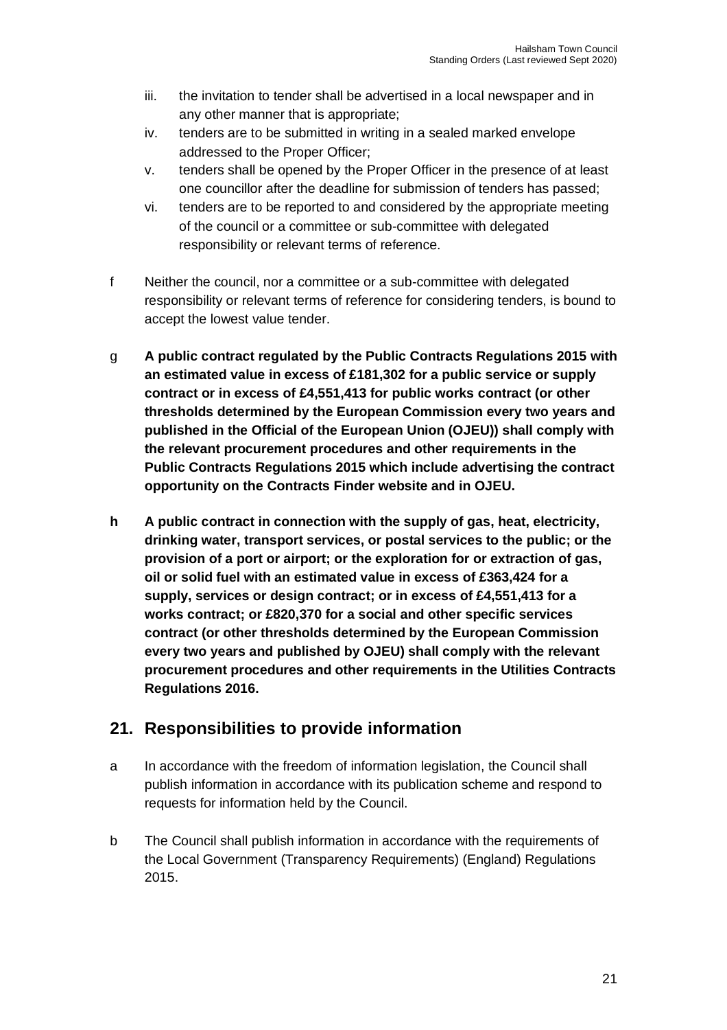iii. the invitation to tender shall be advertised in a local newspaper and in any other manner that is appropriate;

iv. tenders are to be submitted in writing in a sealed marked envelope addressed to the Proper Officer;

v. tenders shall be opened by the Proper Officer in the presence of at least one councillor after the deadline for submission of tenders has passed;

vi. tenders are to be reported to and considered by the appropriate meeting of the council or a committee or sub-committee with delegated responsibility or relevant terms of reference.

f Neither the council, nor a committee or a sub-committee with delegated responsibility or relevant terms of reference for considering tenders, is bound to accept the lowest value tender.

g **A public contract regulated by the Public Contracts Regulations 2015 with an estimated value in excess of £181,302 for a public service or supply contract or in excess of £4,551,413 for public works contract (or other thresholds determined by the European Commission every two years and published in the Official of the European Union (OJEU)) shall comply with the relevant procurement procedures and other requirements in the Public Contracts Regulations 2015 which include advertising the contract opportunity on the Contracts Finder website and in OJEU.**

**h A public contract in connection with the supply of gas, heat, electricity, drinking water, transport services, or postal services to the public; or the provision of a port or airport; or the exploration for or extraction of gas, oil or solid fuel with an estimated value in excess of £363,424 for a supply, services or design contract; or in excess of £4,551,413 for a works contract; or £820,370 for a social and other specific services contract (or other thresholds determined by the European Commission every two years and published by OJEU) shall comply with the relevant procurement procedures and other requirements in the Utilities Contracts Regulations 2016.**

## 21. Responsibilities to provide information

a In accordance with the freedom of information legislation, the Council shall publish information in accordance with its publication scheme and respond to requests for information held by the Council.

b The Council shall publish information in accordance with the requirements of the Local Government (Transparency Requirements) (England) Regulations 2015.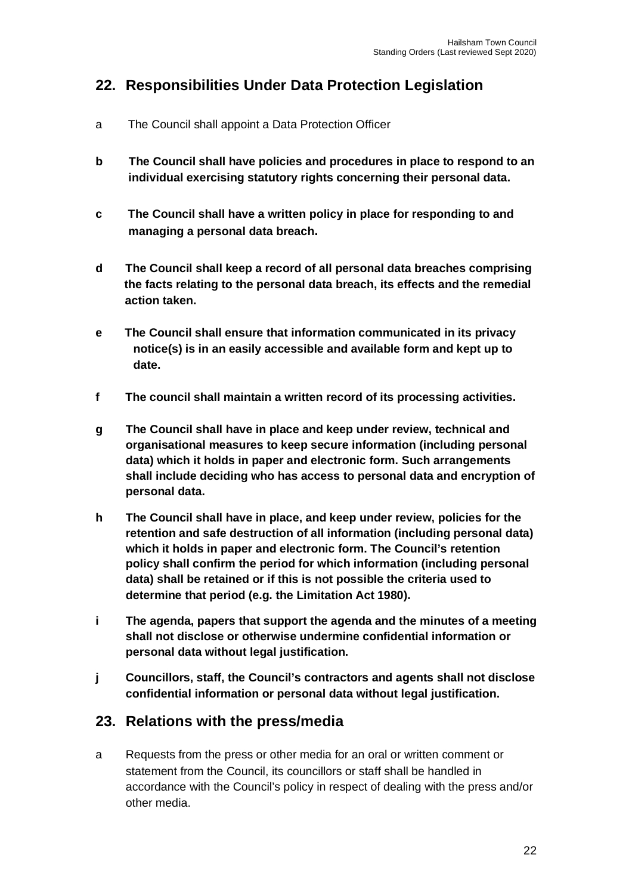## 22. Responsibilities Under Data Protection Legislation

a The Council shall appoint a Data Protection Officer

**b The Council shall have policies and procedures in place to respond to an individual exercising statutory rights concerning their personal data.**

**c The Council shall have a written policy in place for responding to and managing a personal data breach.**

**d The Council shall keep a record of all personal data breaches comprising the facts relating to the personal data breach, its effects and the remedial action taken.**

**e The Council shall ensure that information communicated in its privacy notice(s) is in an easily accessible and available form and kept up to date.**

**f The council shall maintain a written record of its processing activities.**

**g The Council shall have in place and keep under review, technical and organisational measures to keep secure information (including personal data) which it holds in paper and electronic form. Such arrangements shall include deciding who has access to personal data and encryption of personal data.**

**h The Council shall have in place, and keep under review, policies for the retention and safe destruction of all information (including personal data) which it holds in paper and electronic form. The Council's retention policy shall confirm the period for which information (including personal data) shall be retained or if this is not possible the criteria used to determine that period (e.g. the Limitation Act 1980).**

**i The agenda, papers that support the agenda and the minutes of a meeting shall not disclose or otherwise undermine confidential information or personal data without legal justification.**

**j Councillors, staff, the Council's contractors and agents shall not disclose confidential information or personal data without legal justification.**

## 23. Relations with the press/media

a Requests from the press or other media for an oral or written comment or statement from the Council, its councillors or staff shall be handled in accordance with the Council's policy in respect of dealing with the press and/or other media.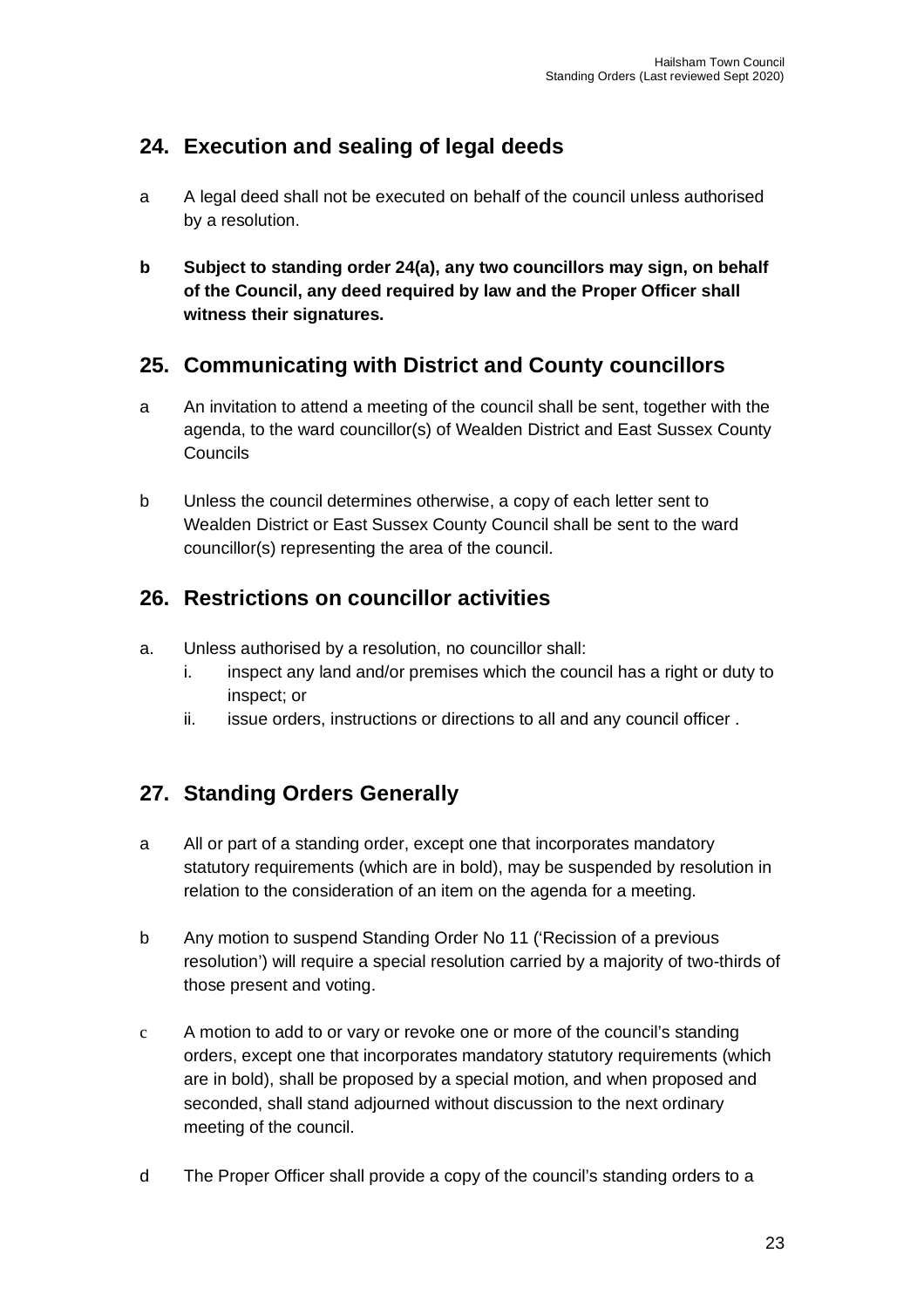## 24. Execution and sealing of legal deeds

a A legal deed shall not be executed on behalf of the council unless authorised by a resolution.

**b Subject to standing order 24(a), any two councillors may sign, on behalf of the Council, any deed required by law and the Proper Officer shall witness their signatures.**

## 25. Communicating with District and County councillors

a An invitation to attend a meeting of the council shall be sent, together with the agenda, to the ward councillor(s) of Wealden District and East Sussex County Councils

b Unless the council determines otherwise, a copy of each letter sent to Wealden District or East Sussex County Council shall be sent to the ward councillor(s) representing the area of the council.

## 26. Restrictions on councillor activities

a. Unless authorised by a resolution, no councillor shall:
   i. inspect any land and/or premises which the council has a right or duty to inspect; or
   ii. issue orders, instructions or directions to all and any council officer .

## 27. Standing Orders Generally

a All or part of a standing order, except one that incorporates mandatory statutory requirements (which are in bold), may be suspended by resolution in relation to the consideration of an item on the agenda for a meeting.

b Any motion to suspend Standing Order No 11 ('Recission of a previous resolution') will require a special resolution carried by a majority of two-thirds of those present and voting.

c A motion to add to or vary or revoke one or more of the council's standing orders, except one that incorporates mandatory statutory requirements (which are in bold), shall be proposed by a special motion, and when proposed and seconded, shall stand adjourned without discussion to the next ordinary meeting of the council.

d The Proper Officer shall provide a copy of the council's standing orders to a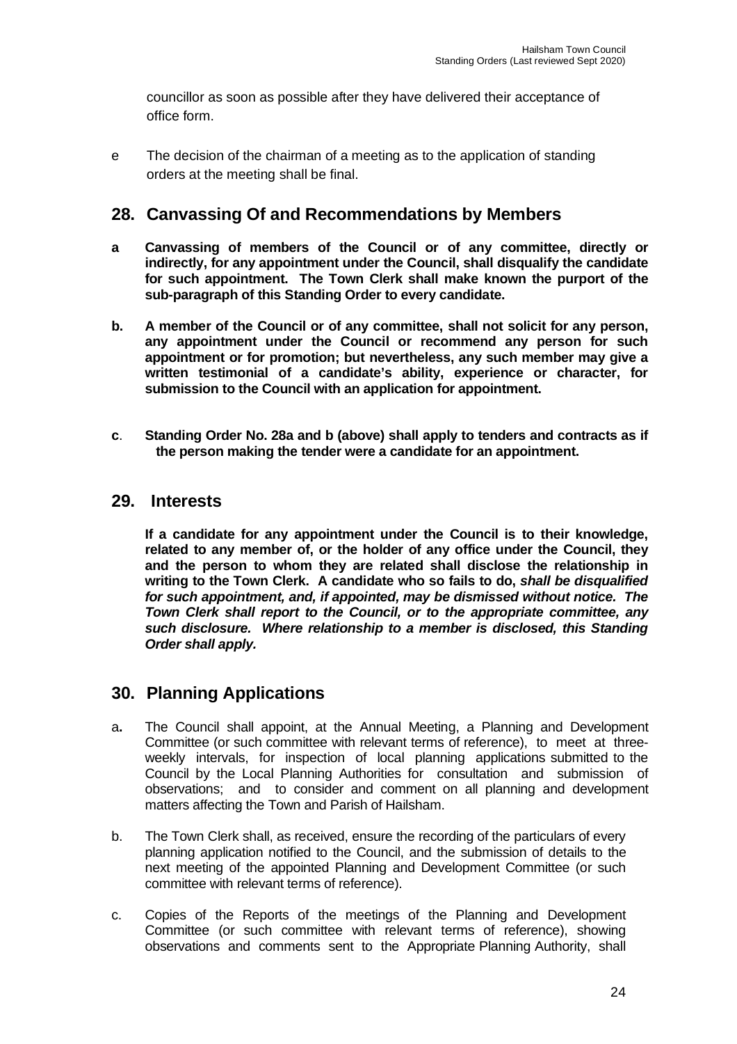councillor as soon as possible after they have delivered their acceptance of office form.

e The decision of the chairman of a meeting as to the application of standing orders at the meeting shall be final.

## 28. Canvassing Of and Recommendations by Members

**a Canvassing of members of the Council or of any committee, directly or indirectly, for any appointment under the Council, shall disqualify the candidate for such appointment. The Town Clerk shall make known the purport of the sub-paragraph of this Standing Order to every candidate.**

**b. A member of the Council or of any committee, shall not solicit for any person, any appointment under the Council or recommend any person for such appointment or for promotion; but nevertheless, any such member may give a written testimonial of a candidate's ability, experience or character, for submission to the Council with an application for appointment.**

**c. Standing Order No. 28a and b (above) shall apply to tenders and contracts as if the person making the tender were a candidate for an appointment.**

## 29. Interests

**If a candidate for any appointment under the Council is to their knowledge, related to any member of, or the holder of any office under the Council, they and the person to whom they are related shall disclose the relationship in writing to the Town Clerk. A candidate who so fails to do, *shall be disqualified for such appointment, and, if appointed, may be dismissed without notice. The Town Clerk shall report to the Council, or to the appropriate committee, any such disclosure. Where relationship to a member is disclosed, this Standing Order shall apply.***

## 30. Planning Applications

a. The Council shall appoint, at the Annual Meeting, a Planning and Development Committee (or such committee with relevant terms of reference), to meet at three-weekly intervals, for inspection of local planning applications submitted to the Council by the Local Planning Authorities for consultation and submission of observations; and to consider and comment on all planning and development matters affecting the Town and Parish of Hailsham.

b. The Town Clerk shall, as received, ensure the recording of the particulars of every planning application notified to the Council, and the submission of details to the next meeting of the appointed Planning and Development Committee (or such committee with relevant terms of reference).

c. Copies of the Reports of the meetings of the Planning and Development Committee (or such committee with relevant terms of reference), showing observations and comments sent to the Appropriate Planning Authority, shall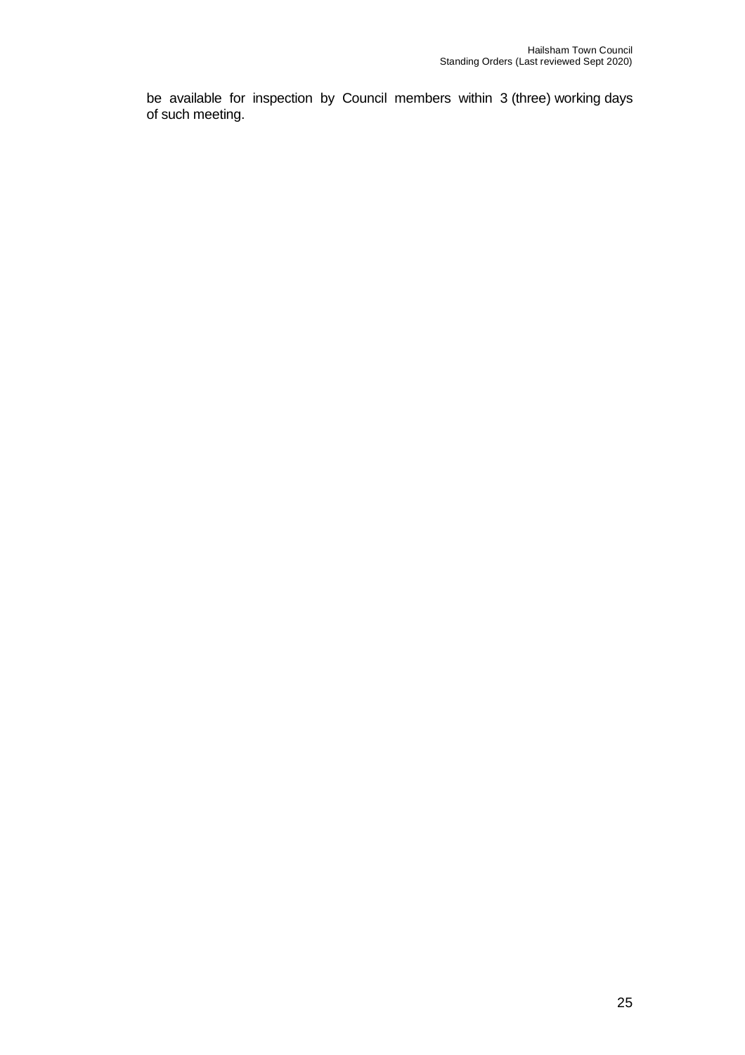be available for inspection by Council members within 3 (three) working days of such meeting.